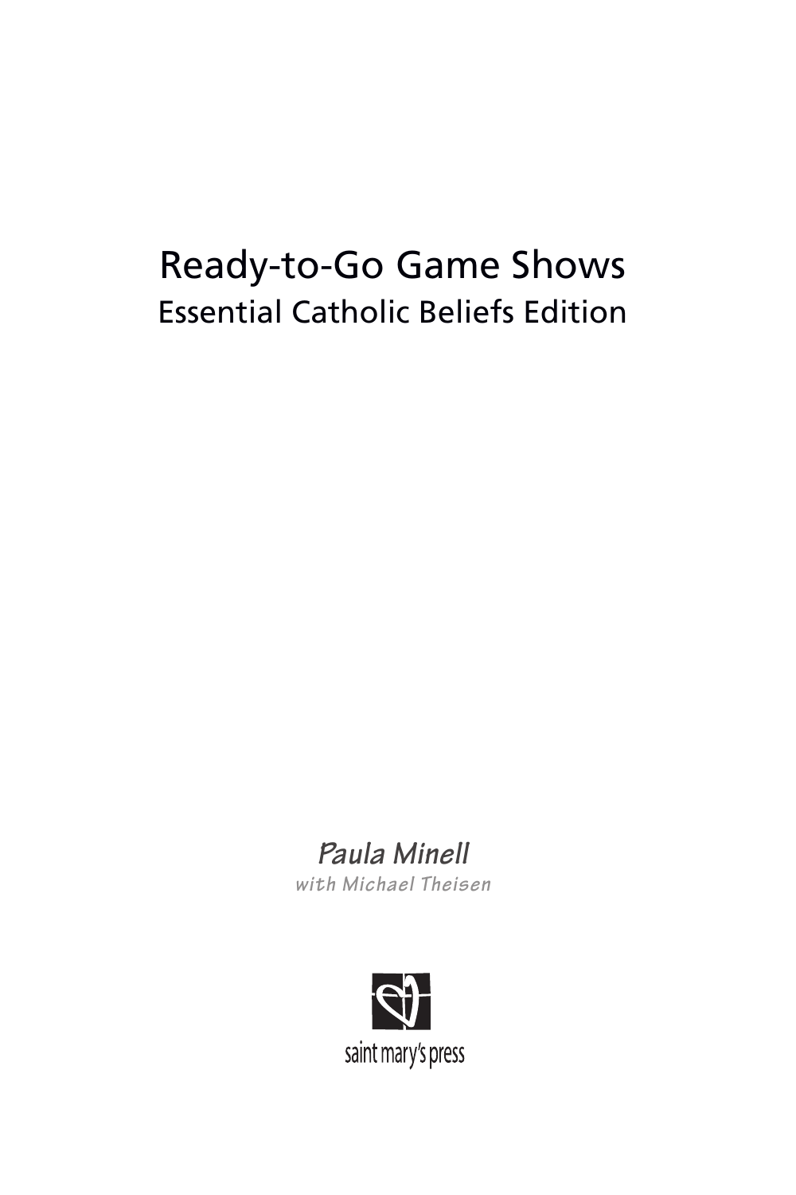# Ready-to-Go Game Shows

## Essential Catholic Beliefs Edition

*Paula Minell*

*with Michael Theisen*

saint mary's press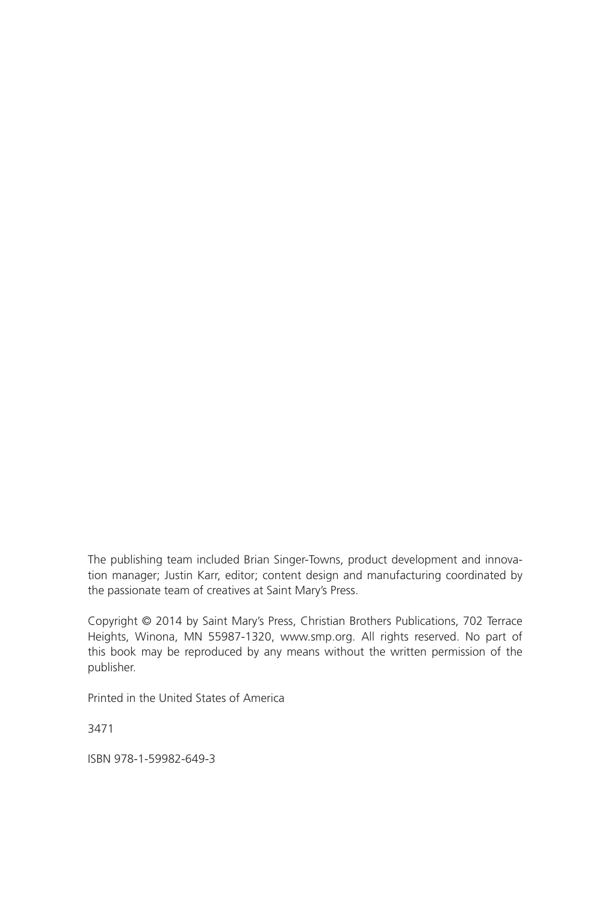The publishing team included Brian Singer-Towns, product development and innovation manager; Justin Karr, editor; content design and manufacturing coordinated by the passionate team of creatives at Saint Mary's Press.

Copyright © 2014 by Saint Mary's Press, Christian Brothers Publications, 702 Terrace Heights, Winona, MN 55987-1320, www.smp.org. All rights reserved. No part of this book may be reproduced by any means without the written permission of the publisher.

Printed in the United States of America

3471

ISBN 978-1-59982-649-3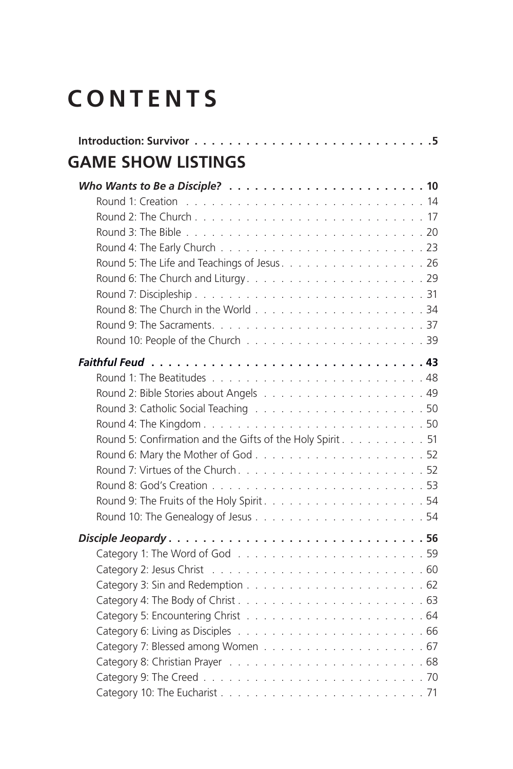# CONTENTS

**Introduction: Survivor** . . . . . . . . . . . . . . . . . . . . . . . . . . . . . 5

## GAME SHOW LISTINGS

***Who Wants to Be a Disciple?*** . . . . . . . . . . . . . . . . . . . . . . . 10

- Round 1: Creation . . . . . . . . . . . . . . . . . . . . . . . . . . . . 14
- Round 2: The Church . . . . . . . . . . . . . . . . . . . . . . . . . . 17
- Round 3: The Bible . . . . . . . . . . . . . . . . . . . . . . . . . . . 20
- Round 4: The Early Church . . . . . . . . . . . . . . . . . . . . . . 23
- Round 5: The Life and Teachings of Jesus . . . . . . . . . . . . . . 26
- Round 6: The Church and Liturgy . . . . . . . . . . . . . . . . . . . 29
- Round 7: Discipleship . . . . . . . . . . . . . . . . . . . . . . . . . 31
- Round 8: The Church in the World . . . . . . . . . . . . . . . . . . 34
- Round 9: The Sacraments . . . . . . . . . . . . . . . . . . . . . . . 37
- Round 10: People of the Church . . . . . . . . . . . . . . . . . . . 39

***Faithful Feud*** . . . . . . . . . . . . . . . . . . . . . . . . . . . . . . . 43

- Round 1: The Beatitudes . . . . . . . . . . . . . . . . . . . . . . . 48
- Round 2: Bible Stories about Angels . . . . . . . . . . . . . . . . . 49
- Round 3: Catholic Social Teaching . . . . . . . . . . . . . . . . . . 50
- Round 4: The Kingdom . . . . . . . . . . . . . . . . . . . . . . . . . 50
- Round 5: Confirmation and the Gifts of the Holy Spirit . . . . . . . 51
- Round 6: Mary the Mother of God . . . . . . . . . . . . . . . . . . . 52
- Round 7: Virtues of the Church . . . . . . . . . . . . . . . . . . . . 52
- Round 8: God's Creation . . . . . . . . . . . . . . . . . . . . . . . . 53
- Round 9: The Fruits of the Holy Spirit . . . . . . . . . . . . . . . . 54
- Round 10: The Genealogy of Jesus . . . . . . . . . . . . . . . . . . 54

***Disciple Jeopardy*** . . . . . . . . . . . . . . . . . . . . . . . . . . . . 56

- Category 1: The Word of God . . . . . . . . . . . . . . . . . . . . . 59
- Category 2: Jesus Christ . . . . . . . . . . . . . . . . . . . . . . . . 60
- Category 3: Sin and Redemption . . . . . . . . . . . . . . . . . . . 62
- Category 4: The Body of Christ . . . . . . . . . . . . . . . . . . . . 63
- Category 5: Encountering Christ . . . . . . . . . . . . . . . . . . . 64
- Category 6: Living as Disciples . . . . . . . . . . . . . . . . . . . . 66
- Category 7: Blessed among Women . . . . . . . . . . . . . . . . . . 67
- Category 8: Christian Prayer . . . . . . . . . . . . . . . . . . . . . 68
- Category 9: The Creed . . . . . . . . . . . . . . . . . . . . . . . . . 70
- Category 10: The Eucharist . . . . . . . . . . . . . . . . . . . . . . 71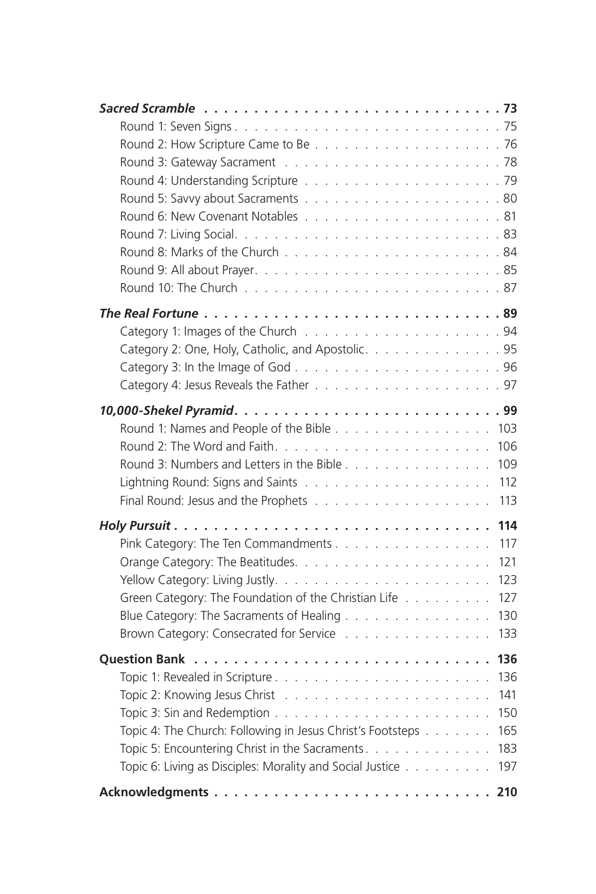**_Sacred Scramble_** . . . . . . . . . . . . . . . . . . . . . . . . . . . . . . 73

- Round 1: Seven Signs . . . . . . . . . . . . . . . . . . . . . . . . . . . 75
- Round 2: How Scripture Came to Be . . . . . . . . . . . . . . . . . . . 76
- Round 3: Gateway Sacrament . . . . . . . . . . . . . . . . . . . . . . 78
- Round 4: Understanding Scripture . . . . . . . . . . . . . . . . . . . . 79
- Round 5: Savvy about Sacraments . . . . . . . . . . . . . . . . . . . . 80
- Round 6: New Covenant Notables . . . . . . . . . . . . . . . . . . . . 81
- Round 7: Living Social. . . . . . . . . . . . . . . . . . . . . . . . . . 83
- Round 8: Marks of the Church . . . . . . . . . . . . . . . . . . . . . . 84
- Round 9: All about Prayer. . . . . . . . . . . . . . . . . . . . . . . . 85
- Round 10: The Church . . . . . . . . . . . . . . . . . . . . . . . . . . 87

**_The Real Fortune_** . . . . . . . . . . . . . . . . . . . . . . . . . . . . . . 89

- Category 1: Images of the Church . . . . . . . . . . . . . . . . . . . . 94
- Category 2: One, Holy, Catholic, and Apostolic. . . . . . . . . . . . . . 95
- Category 3: In the Image of God . . . . . . . . . . . . . . . . . . . . . 96
- Category 4: Jesus Reveals the Father . . . . . . . . . . . . . . . . . . . 97

**_10,000-Shekel Pyramid_** . . . . . . . . . . . . . . . . . . . . . . . . . . . 99

- Round 1: Names and People of the Bible . . . . . . . . . . . . . . . . 103
- Round 2: The Word and Faith. . . . . . . . . . . . . . . . . . . . . . 106
- Round 3: Numbers and Letters in the Bible . . . . . . . . . . . . . . . 109
- Lightning Round: Signs and Saints . . . . . . . . . . . . . . . . . . . 112
- Final Round: Jesus and the Prophets . . . . . . . . . . . . . . . . . . 113

**_Holy Pursuit_** . . . . . . . . . . . . . . . . . . . . . . . . . . . . . . . 114

- Pink Category: The Ten Commandments . . . . . . . . . . . . . . . . 117
- Orange Category: The Beatitudes. . . . . . . . . . . . . . . . . . . . 121
- Yellow Category: Living Justly. . . . . . . . . . . . . . . . . . . . . . 123
- Green Category: The Foundation of the Christian Life . . . . . . . . . 127
- Blue Category: The Sacraments of Healing . . . . . . . . . . . . . . . 130
- Brown Category: Consecrated for Service . . . . . . . . . . . . . . . . 133

**Question Bank** . . . . . . . . . . . . . . . . . . . . . . . . . . . . . . 136

- Topic 1: Revealed in Scripture . . . . . . . . . . . . . . . . . . . . . 136
- Topic 2: Knowing Jesus Christ . . . . . . . . . . . . . . . . . . . . . 141
- Topic 3: Sin and Redemption . . . . . . . . . . . . . . . . . . . . . . 150
- Topic 4: The Church: Following in Jesus Christ's Footsteps . . . . . . . 165
- Topic 5: Encountering Christ in the Sacraments. . . . . . . . . . . . . 183
- Topic 6: Living as Disciples: Morality and Social Justice . . . . . . . . . 197

**Acknowledgments** . . . . . . . . . . . . . . . . . . . . . . . . . . . . . 210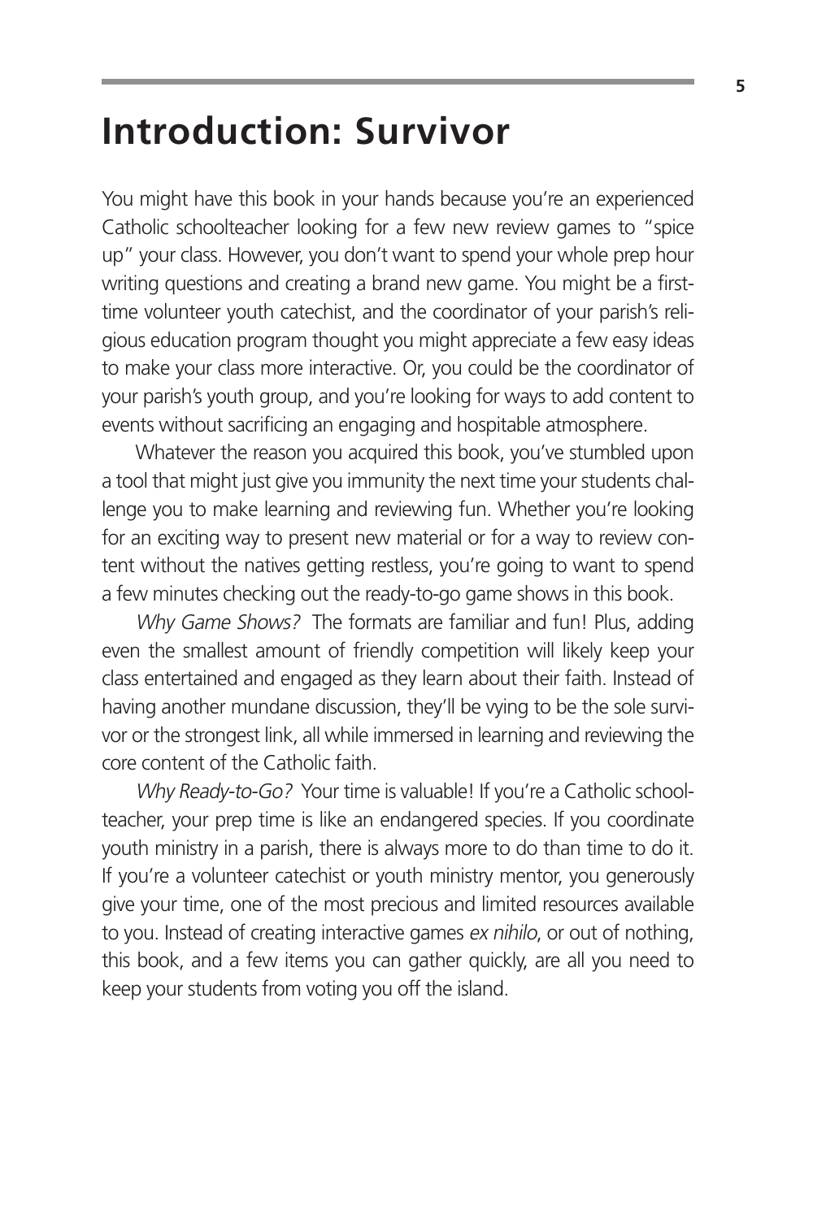# Introduction: Survivor

You might have this book in your hands because you're an experienced Catholic schoolteacher looking for a few new review games to "spice up" your class. However, you don't want to spend your whole prep hour writing questions and creating a brand new game. You might be a first-time volunteer youth catechist, and the coordinator of your parish's religious education program thought you might appreciate a few easy ideas to make your class more interactive. Or, you could be the coordinator of your parish's youth group, and you're looking for ways to add content to events without sacrificing an engaging and hospitable atmosphere.

Whatever the reason you acquired this book, you've stumbled upon a tool that might just give you immunity the next time your students challenge you to make learning and reviewing fun. Whether you're looking for an exciting way to present new material or for a way to review content without the natives getting restless, you're going to want to spend a few minutes checking out the ready-to-go game shows in this book.

*Why Game Shows?* The formats are familiar and fun! Plus, adding even the smallest amount of friendly competition will likely keep your class entertained and engaged as they learn about their faith. Instead of having another mundane discussion, they'll be vying to be the sole survivor or the strongest link, all while immersed in learning and reviewing the core content of the Catholic faith.

*Why Ready-to-Go?* Your time is valuable! If you're a Catholic schoolteacher, your prep time is like an endangered species. If you coordinate youth ministry in a parish, there is always more to do than time to do it. If you're a volunteer catechist or youth ministry mentor, you generously give your time, one of the most precious and limited resources available to you. Instead of creating interactive games *ex nihilo*, or out of nothing, this book, and a few items you can gather quickly, are all you need to keep your students from voting you off the island.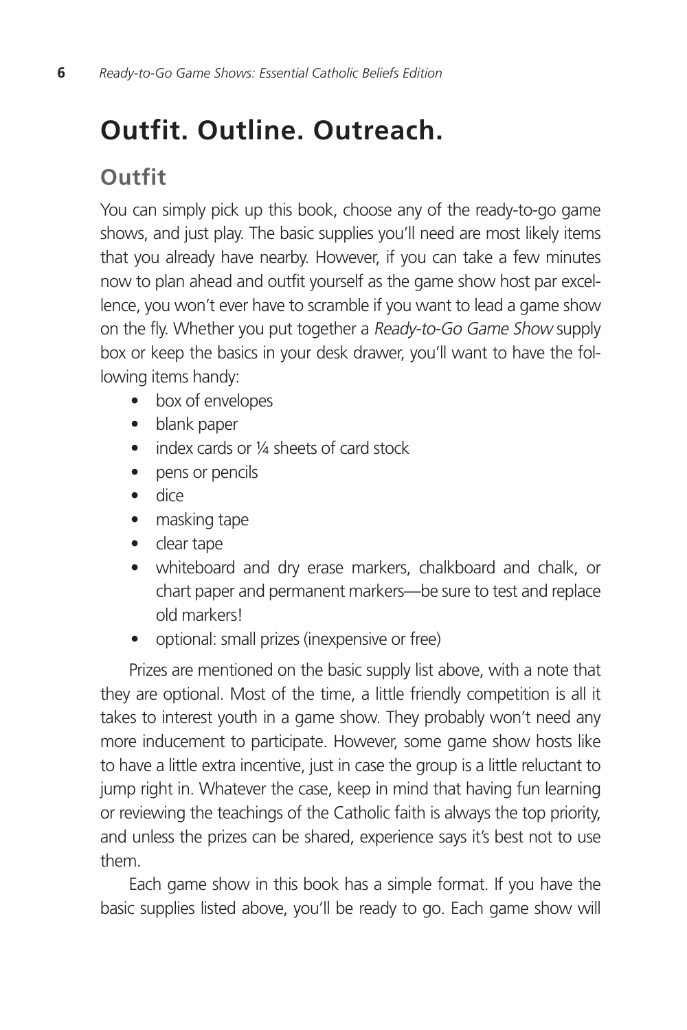# Outfit. Outline. Outreach.

## Outfit

You can simply pick up this book, choose any of the ready-to-go game shows, and just play. The basic supplies you'll need are most likely items that you already have nearby. However, if you can take a few minutes now to plan ahead and outfit yourself as the game show host par excellence, you won't ever have to scramble if you want to lead a game show on the fly. Whether you put together a *Ready-to-Go Game Show* supply box or keep the basics in your desk drawer, you'll want to have the following items handy:

- box of envelopes
- blank paper
- index cards or ¼ sheets of card stock
- pens or pencils
- dice
- masking tape
- clear tape
- whiteboard and dry erase markers, chalkboard and chalk, or chart paper and permanent markers—be sure to test and replace old markers!
- optional: small prizes (inexpensive or free)

Prizes are mentioned on the basic supply list above, with a note that they are optional. Most of the time, a little friendly competition is all it takes to interest youth in a game show. They probably won't need any more inducement to participate. However, some game show hosts like to have a little extra incentive, just in case the group is a little reluctant to jump right in. Whatever the case, keep in mind that having fun learning or reviewing the teachings of the Catholic faith is always the top priority, and unless the prizes can be shared, experience says it's best not to use them.

Each game show in this book has a simple format. If you have the basic supplies listed above, you'll be ready to go. Each game show will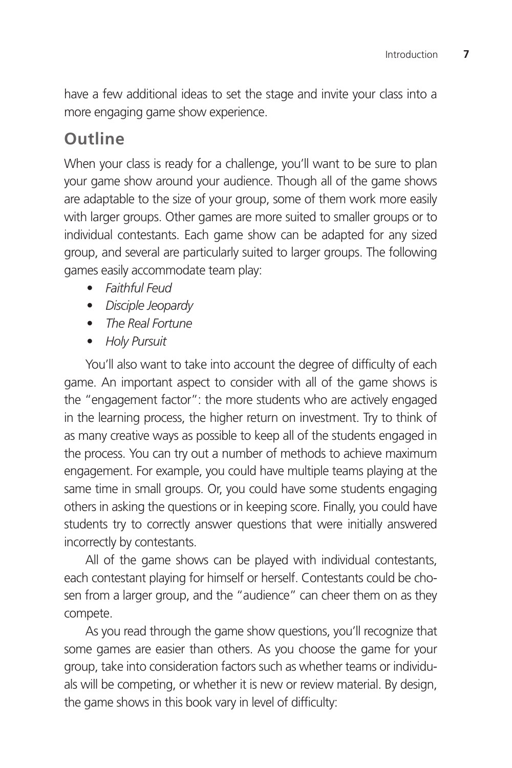have a few additional ideas to set the stage and invite your class into a more engaging game show experience.

## Outline

When your class is ready for a challenge, you'll want to be sure to plan your game show around your audience. Though all of the game shows are adaptable to the size of your group, some of them work more easily with larger groups. Other games are more suited to smaller groups or to individual contestants. Each game show can be adapted for any sized group, and several are particularly suited to larger groups. The following games easily accommodate team play:

- *Faithful Feud*
- *Disciple Jeopardy*
- *The Real Fortune*
- *Holy Pursuit*

You'll also want to take into account the degree of difficulty of each game. An important aspect to consider with all of the game shows is the "engagement factor": the more students who are actively engaged in the learning process, the higher return on investment. Try to think of as many creative ways as possible to keep all of the students engaged in the process. You can try out a number of methods to achieve maximum engagement. For example, you could have multiple teams playing at the same time in small groups. Or, you could have some students engaging others in asking the questions or in keeping score. Finally, you could have students try to correctly answer questions that were initially answered incorrectly by contestants.

All of the game shows can be played with individual contestants, each contestant playing for himself or herself. Contestants could be chosen from a larger group, and the "audience" can cheer them on as they compete.

As you read through the game show questions, you'll recognize that some games are easier than others. As you choose the game for your group, take into consideration factors such as whether teams or individuals will be competing, or whether it is new or review material. By design, the game shows in this book vary in level of difficulty: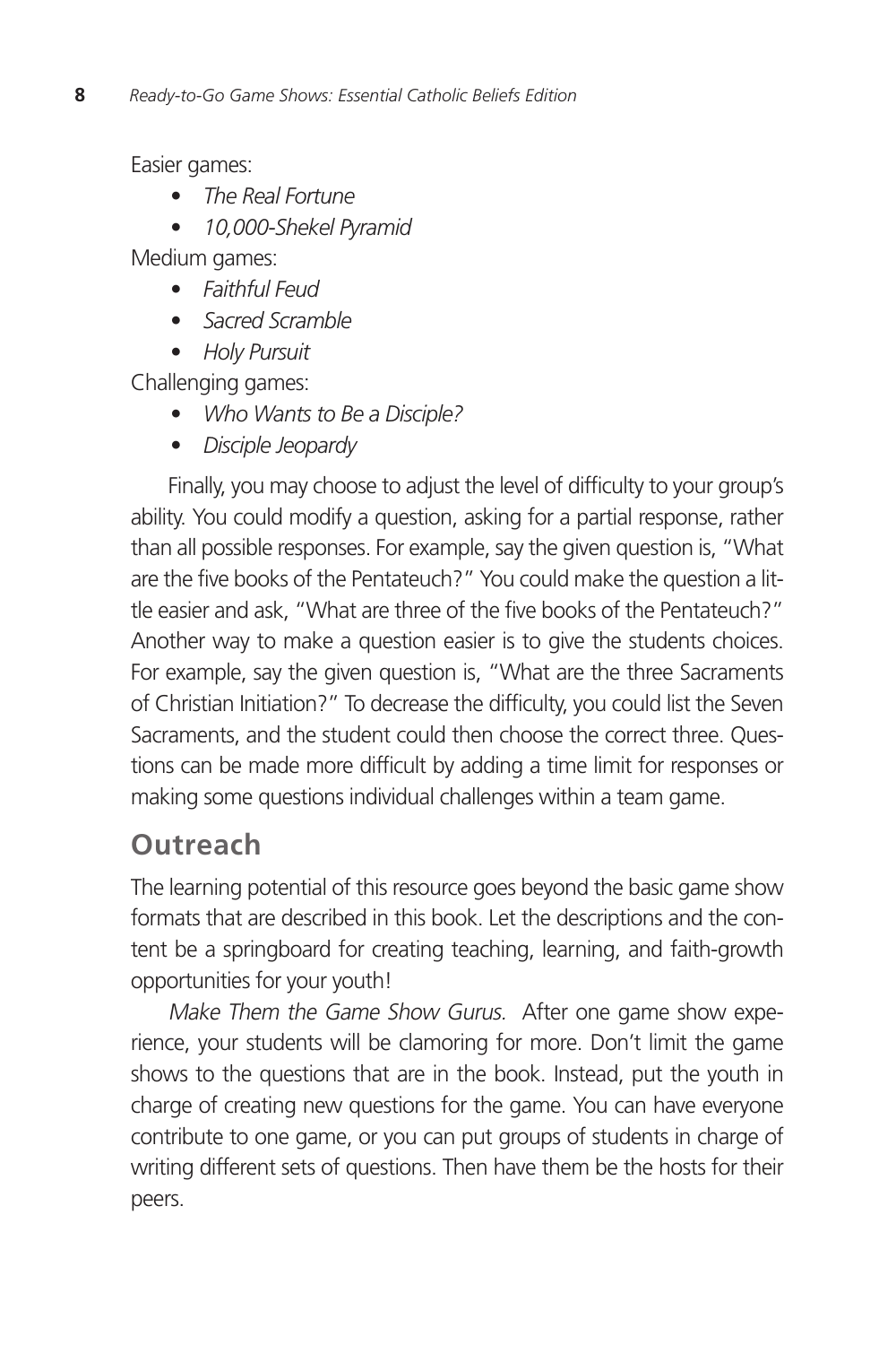Easier games:

- *The Real Fortune*
- *10,000-Shekel Pyramid*

Medium games:

- *Faithful Feud*
- *Sacred Scramble*
- *Holy Pursuit*

Challenging games:

- *Who Wants to Be a Disciple?*
- *Disciple Jeopardy*

Finally, you may choose to adjust the level of difficulty to your group's ability. You could modify a question, asking for a partial response, rather than all possible responses. For example, say the given question is, "What are the five books of the Pentateuch?" You could make the question a little easier and ask, "What are three of the five books of the Pentateuch?" Another way to make a question easier is to give the students choices. For example, say the given question is, "What are the three Sacraments of Christian Initiation?" To decrease the difficulty, you could list the Seven Sacraments, and the student could then choose the correct three. Questions can be made more difficult by adding a time limit for responses or making some questions individual challenges within a team game.

## Outreach

The learning potential of this resource goes beyond the basic game show formats that are described in this book. Let the descriptions and the content be a springboard for creating teaching, learning, and faith-growth opportunities for your youth!

*Make Them the Game Show Gurus.* After one game show experience, your students will be clamoring for more. Don't limit the game shows to the questions that are in the book. Instead, put the youth in charge of creating new questions for the game. You can have everyone contribute to one game, or you can put groups of students in charge of writing different sets of questions. Then have them be the hosts for their peers.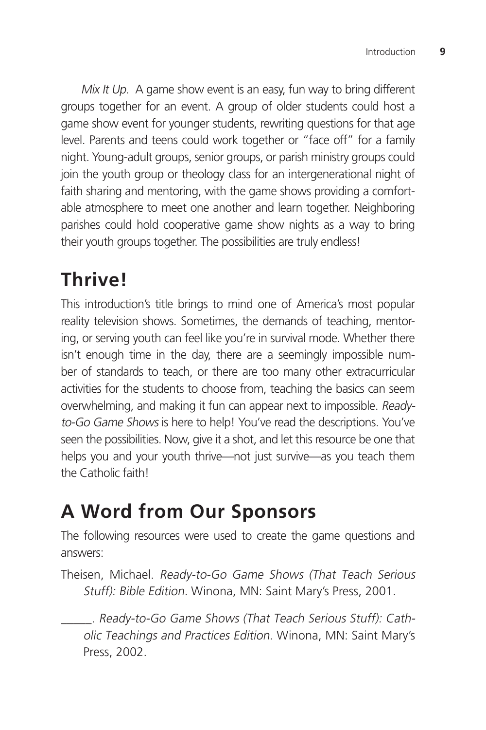*Mix It Up.* A game show event is an easy, fun way to bring different groups together for an event. A group of older students could host a game show event for younger students, rewriting questions for that age level. Parents and teens could work together or "face off" for a family night. Young-adult groups, senior groups, or parish ministry groups could join the youth group or theology class for an intergenerational night of faith sharing and mentoring, with the game shows providing a comfortable atmosphere to meet one another and learn together. Neighboring parishes could hold cooperative game show nights as a way to bring their youth groups together. The possibilities are truly endless!

## Thrive!

This introduction's title brings to mind one of America's most popular reality television shows. Sometimes, the demands of teaching, mentoring, or serving youth can feel like you're in survival mode. Whether there isn't enough time in the day, there are a seemingly impossible number of standards to teach, or there are too many other extracurricular activities for the students to choose from, teaching the basics can seem overwhelming, and making it fun can appear next to impossible. *Ready-to-Go Game Shows* is here to help! You've read the descriptions. You've seen the possibilities. Now, give it a shot, and let this resource be one that helps you and your youth thrive—not just survive—as you teach them the Catholic faith!

## A Word from Our Sponsors

The following resources were used to create the game questions and answers:

Theisen, Michael. *Ready-to-Go Game Shows (That Teach Serious Stuff): Bible Edition.* Winona, MN: Saint Mary's Press, 2001.

______. *Ready-to-Go Game Shows (That Teach Serious Stuff): Catholic Teachings and Practices Edition.* Winona, MN: Saint Mary's Press, 2002.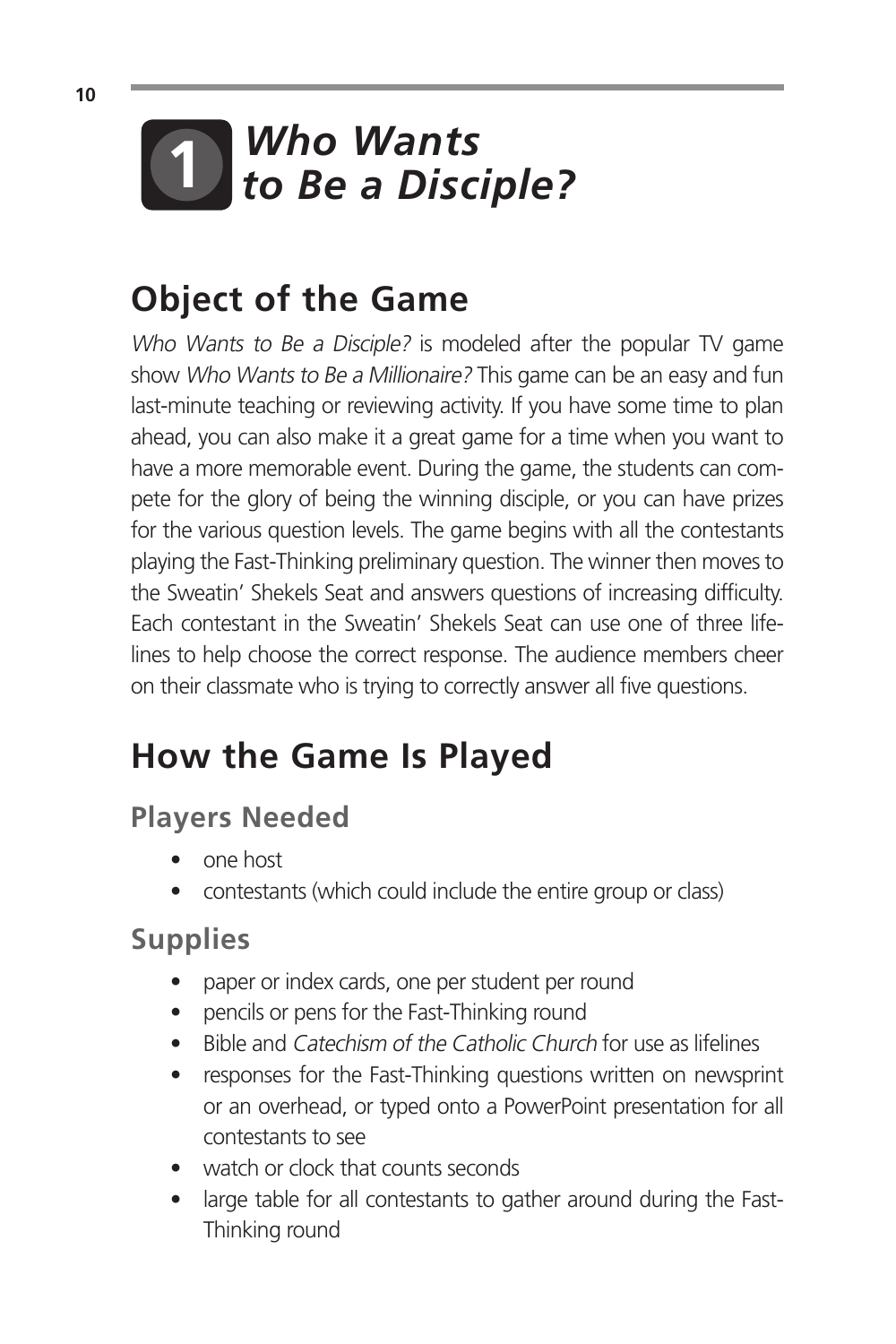# 1 *Who Wants to Be a Disciple?*

## Object of the Game

*Who Wants to Be a Disciple?* is modeled after the popular TV game show *Who Wants to Be a Millionaire?* This game can be an easy and fun last-minute teaching or reviewing activity. If you have some time to plan ahead, you can also make it a great game for a time when you want to have a more memorable event. During the game, the students can compete for the glory of being the winning disciple, or you can have prizes for the various question levels. The game begins with all the contestants playing the Fast-Thinking preliminary question. The winner then moves to the Sweatin' Shekels Seat and answers questions of increasing difficulty. Each contestant in the Sweatin' Shekels Seat can use one of three lifelines to help choose the correct response. The audience members cheer on their classmate who is trying to correctly answer all five questions.

## How the Game Is Played

### Players Needed

- one host
- contestants (which could include the entire group or class)

### Supplies

- paper or index cards, one per student per round
- pencils or pens for the Fast-Thinking round
- Bible and *Catechism of the Catholic Church* for use as lifelines
- responses for the Fast-Thinking questions written on newsprint or an overhead, or typed onto a PowerPoint presentation for all contestants to see
- watch or clock that counts seconds
- large table for all contestants to gather around during the Fast-Thinking round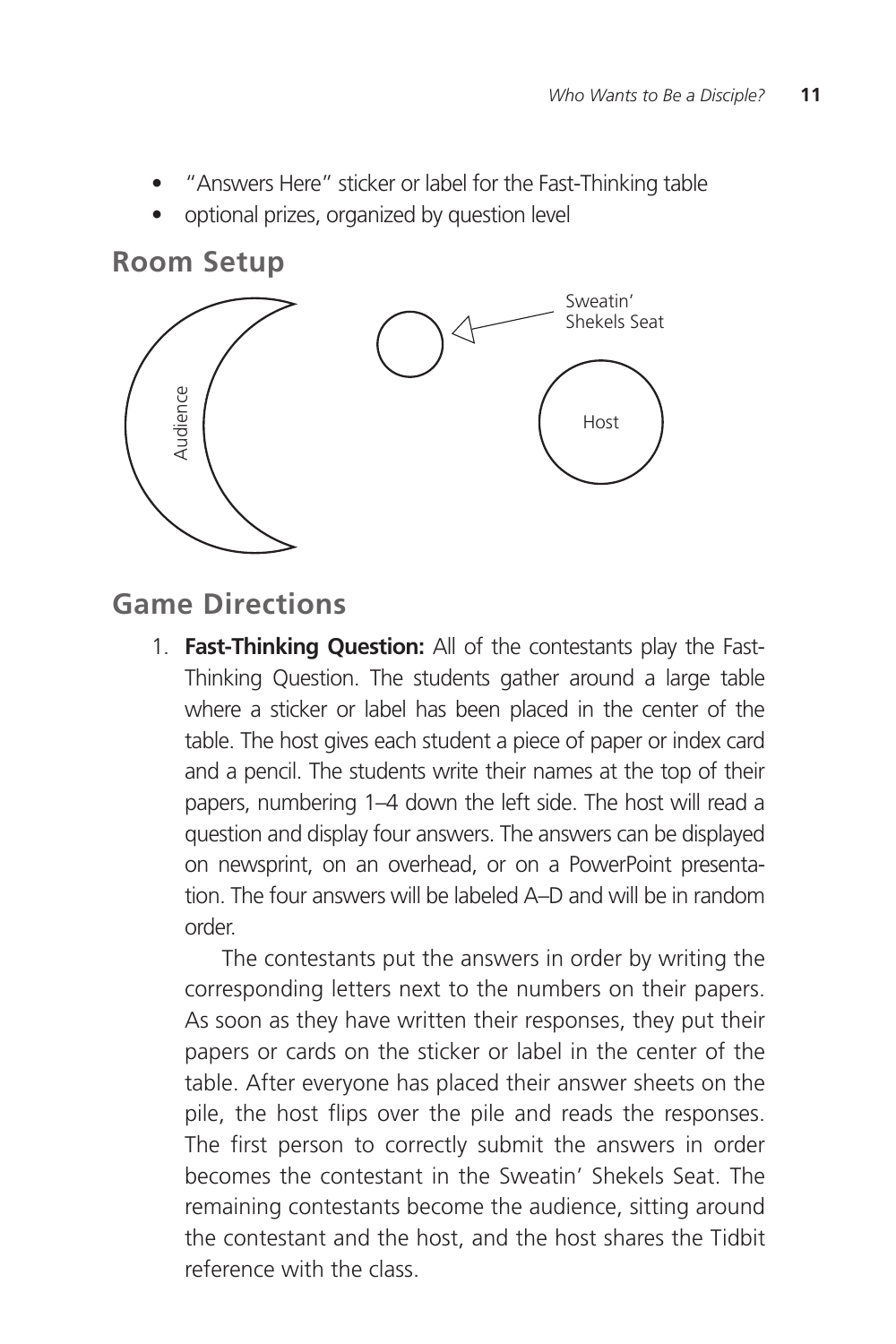- "Answers Here" sticker or label for the Fast-Thinking table
- optional prizes, organized by question level

## Room Setup

Audience

Sweatin' Shekels Seat

Host

## Game Directions

1. **Fast-Thinking Question:** All of the contestants play the Fast-Thinking Question. The students gather around a large table where a sticker or label has been placed in the center of the table. The host gives each student a piece of paper or index card and a pencil. The students write their names at the top of their papers, numbering 1–4 down the left side. The host will read a question and display four answers. The answers can be displayed on newsprint, on an overhead, or on a PowerPoint presentation. The four answers will be labeled A–D and will be in random order.

   The contestants put the answers in order by writing the corresponding letters next to the numbers on their papers. As soon as they have written their responses, they put their papers or cards on the sticker or label in the center of the table. After everyone has placed their answer sheets on the pile, the host flips over the pile and reads the responses. The first person to correctly submit the answers in order becomes the contestant in the Sweatin' Shekels Seat. The remaining contestants become the audience, sitting around the contestant and the host, and the host shares the Tidbit reference with the class.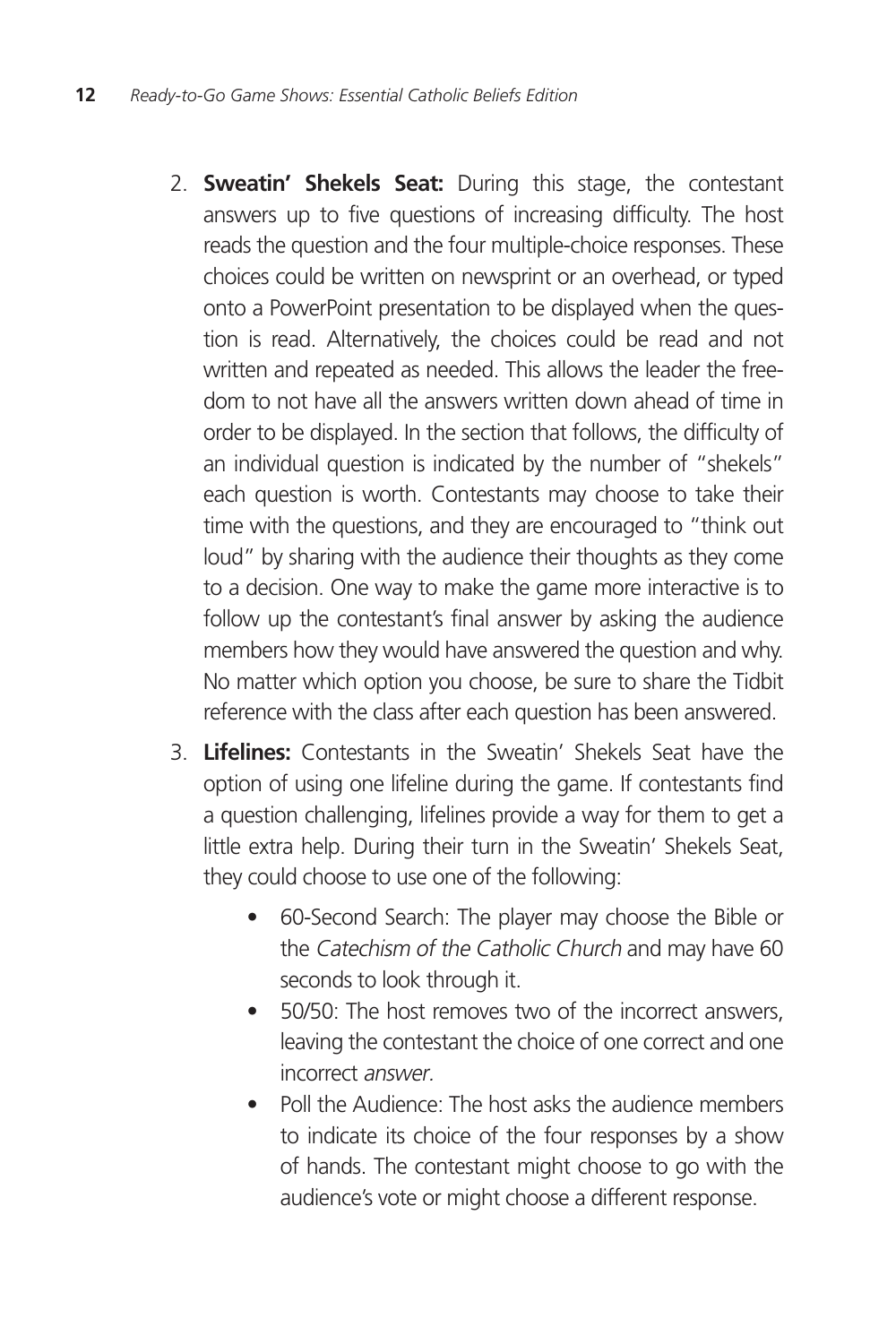2. **Sweatin' Shekels Seat:** During this stage, the contestant answers up to five questions of increasing difficulty. The host reads the question and the four multiple-choice responses. These choices could be written on newsprint or an overhead, or typed onto a PowerPoint presentation to be displayed when the question is read. Alternatively, the choices could be read and not written and repeated as needed. This allows the leader the freedom to not have all the answers written down ahead of time in order to be displayed. In the section that follows, the difficulty of an individual question is indicated by the number of "shekels" each question is worth. Contestants may choose to take their time with the questions, and they are encouraged to "think out loud" by sharing with the audience their thoughts as they come to a decision. One way to make the game more interactive is to follow up the contestant's final answer by asking the audience members how they would have answered the question and why. No matter which option you choose, be sure to share the Tidbit reference with the class after each question has been answered.

3. **Lifelines:** Contestants in the Sweatin' Shekels Seat have the option of using one lifeline during the game. If contestants find a question challenging, lifelines provide a way for them to get a little extra help. During their turn in the Sweatin' Shekels Seat, they could choose to use one of the following:

    - 60-Second Search: The player may choose the Bible or the *Catechism of the Catholic Church* and may have 60 seconds to look through it.
    - 50/50: The host removes two of the incorrect answers, leaving the contestant the choice of one correct and one incorrect *answer.*
    - Poll the Audience: The host asks the audience members to indicate its choice of the four responses by a show of hands. The contestant might choose to go with the audience's vote or might choose a different response.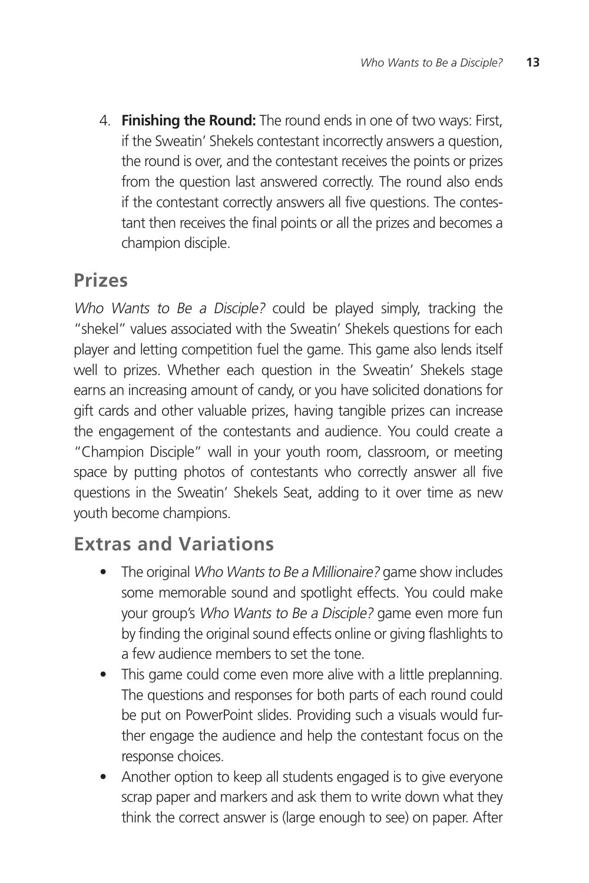4. **Finishing the Round:** The round ends in one of two ways: First, if the Sweatin' Shekels contestant incorrectly answers a question, the round is over, and the contestant receives the points or prizes from the question last answered correctly. The round also ends if the contestant correctly answers all five questions. The contestant then receives the final points or all the prizes and becomes a champion disciple.

## Prizes

*Who Wants to Be a Disciple?* could be played simply, tracking the "shekel" values associated with the Sweatin' Shekels questions for each player and letting competition fuel the game. This game also lends itself well to prizes. Whether each question in the Sweatin' Shekels stage earns an increasing amount of candy, or you have solicited donations for gift cards and other valuable prizes, having tangible prizes can increase the engagement of the contestants and audience. You could create a "Champion Disciple" wall in your youth room, classroom, or meeting space by putting photos of contestants who correctly answer all five questions in the Sweatin' Shekels Seat, adding to it over time as new youth become champions.

## Extras and Variations

- The original *Who Wants to Be a Millionaire?* game show includes some memorable sound and spotlight effects. You could make your group's *Who Wants to Be a Disciple?* game even more fun by finding the original sound effects online or giving flashlights to a few audience members to set the tone.
- This game could come even more alive with a little preplanning. The questions and responses for both parts of each round could be put on PowerPoint slides. Providing such a visuals would further engage the audience and help the contestant focus on the response choices.
- Another option to keep all students engaged is to give everyone scrap paper and markers and ask them to write down what they think the correct answer is (large enough to see) on paper. After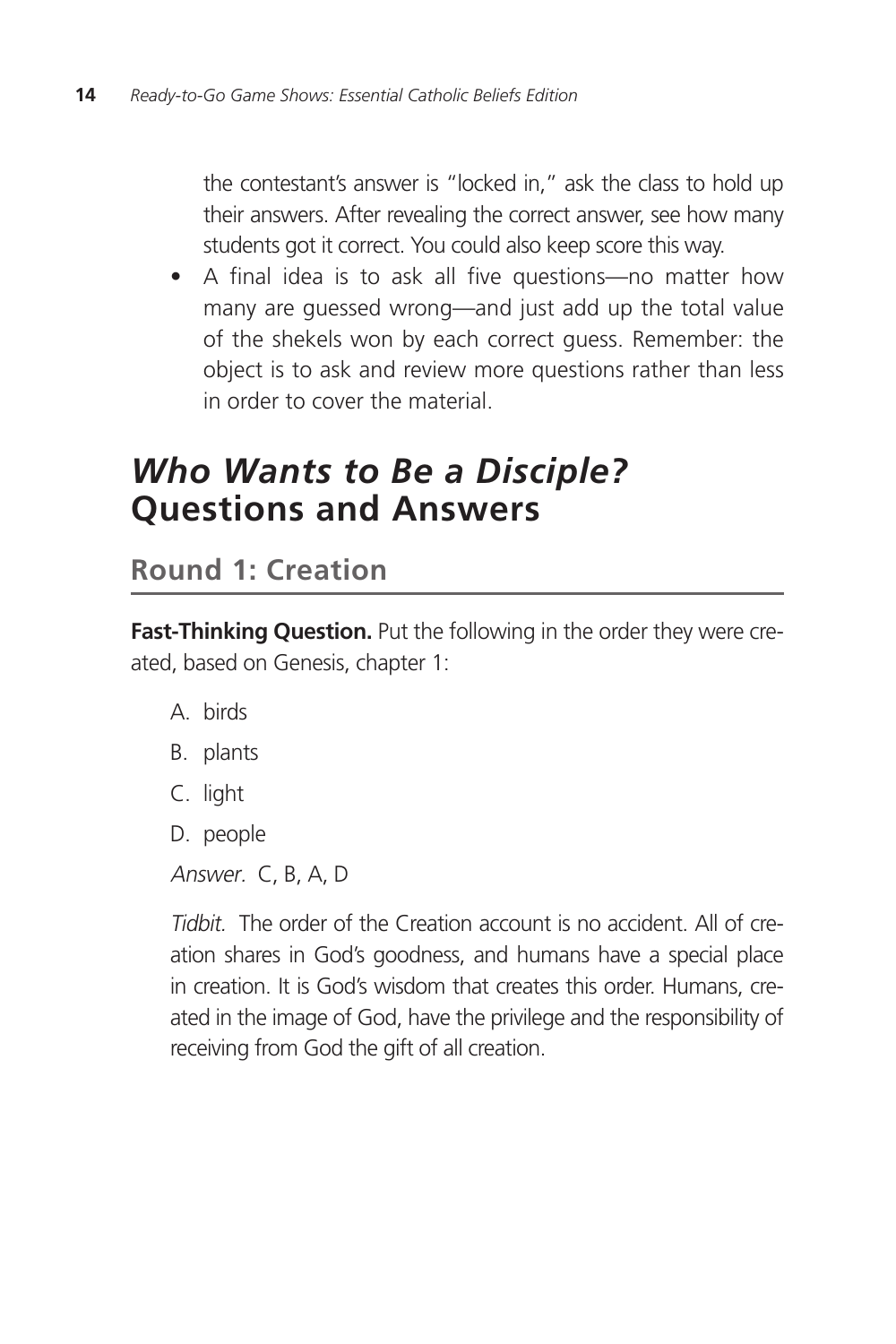the contestant's answer is "locked in," ask the class to hold up their answers. After revealing the correct answer, see how many students got it correct. You could also keep score this way.

- A final idea is to ask all five questions—no matter how many are guessed wrong—and just add up the total value of the shekels won by each correct guess. Remember: the object is to ask and review more questions rather than less in order to cover the material.

# *Who Wants to Be a Disciple?* Questions and Answers

## Round 1: Creation

**Fast-Thinking Question.** Put the following in the order they were created, based on Genesis, chapter 1:

A. birds

B. plants

C. light

D. people

*Answer.* C, B, A, D

*Tidbit.* The order of the Creation account is no accident. All of creation shares in God's goodness, and humans have a special place in creation. It is God's wisdom that creates this order. Humans, created in the image of God, have the privilege and the responsibility of receiving from God the gift of all creation.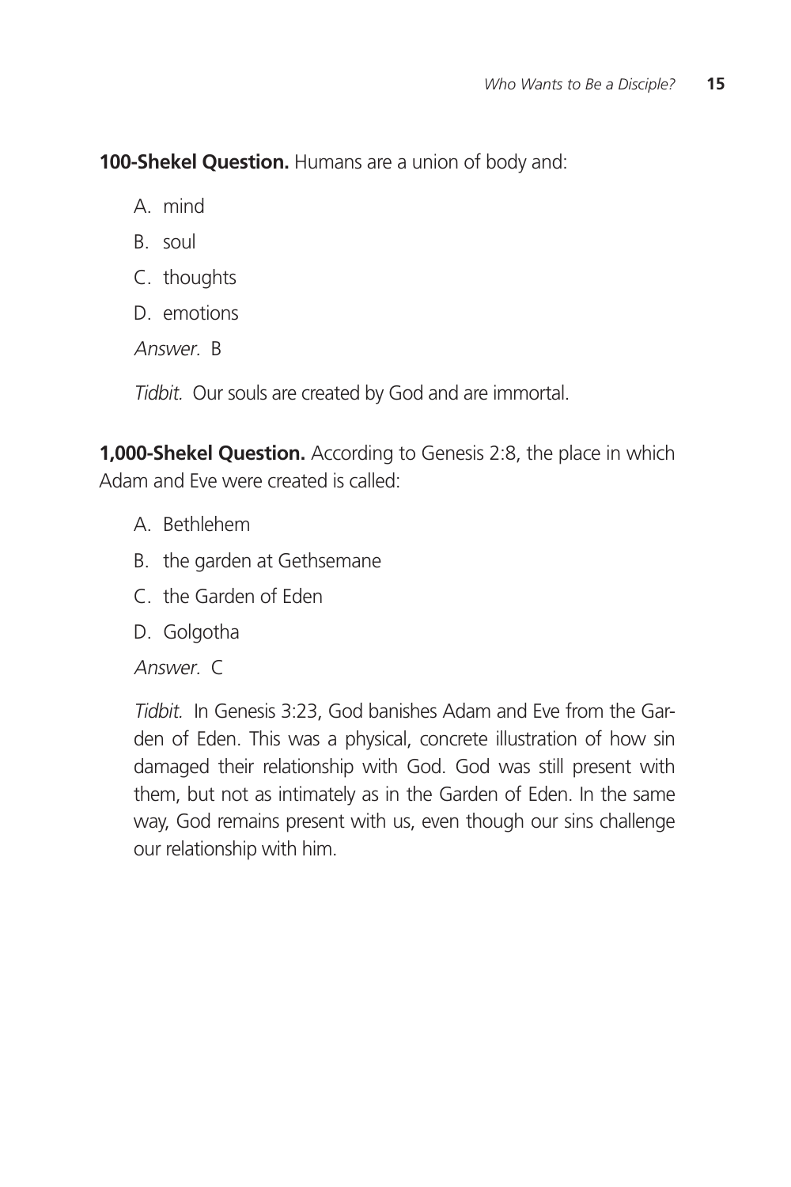**100-Shekel Question.** Humans are a union of body and:

A. mind

B. soul

C. thoughts

D. emotions

*Answer.* B

*Tidbit.* Our souls are created by God and are immortal.

**1,000-Shekel Question.** According to Genesis 2:8, the place in which Adam and Eve were created is called:

A. Bethlehem

B. the garden at Gethsemane

C. the Garden of Eden

D. Golgotha

*Answer.* C

*Tidbit.* In Genesis 3:23, God banishes Adam and Eve from the Garden of Eden. This was a physical, concrete illustration of how sin damaged their relationship with God. God was still present with them, but not as intimately as in the Garden of Eden. In the same way, God remains present with us, even though our sins challenge our relationship with him.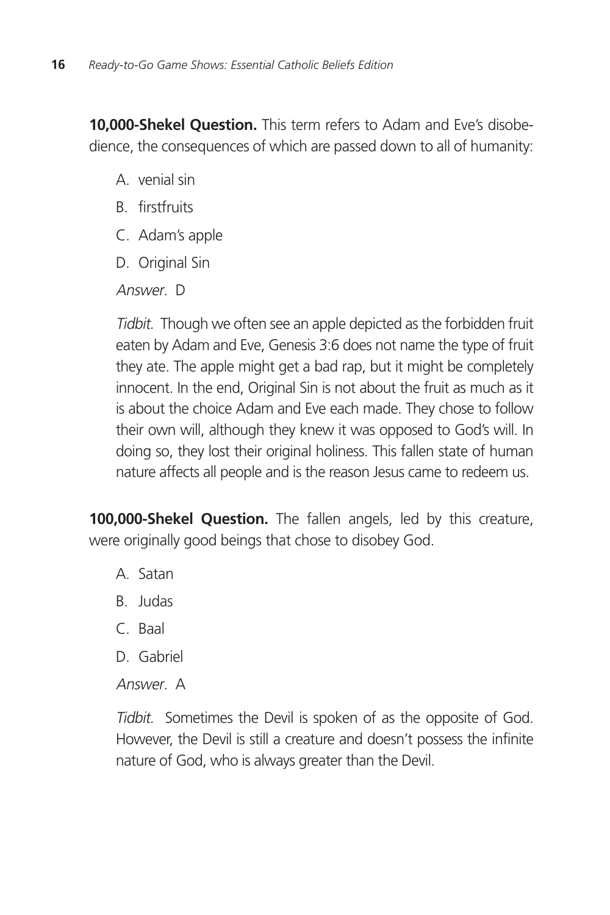**10,000-Shekel Question.** This term refers to Adam and Eve's disobedience, the consequences of which are passed down to all of humanity:

A. venial sin

B. firstfruits

C. Adam's apple

D. Original Sin

*Answer.* D

*Tidbit.* Though we often see an apple depicted as the forbidden fruit eaten by Adam and Eve, Genesis 3:6 does not name the type of fruit they ate. The apple might get a bad rap, but it might be completely innocent. In the end, Original Sin is not about the fruit as much as it is about the choice Adam and Eve each made. They chose to follow their own will, although they knew it was opposed to God's will. In doing so, they lost their original holiness. This fallen state of human nature affects all people and is the reason Jesus came to redeem us.

**100,000-Shekel Question.** The fallen angels, led by this creature, were originally good beings that chose to disobey God.

A. Satan

B. Judas

C. Baal

D. Gabriel

*Answer.* A

*Tidbit.* Sometimes the Devil is spoken of as the opposite of God. However, the Devil is still a creature and doesn't possess the infinite nature of God, who is always greater than the Devil.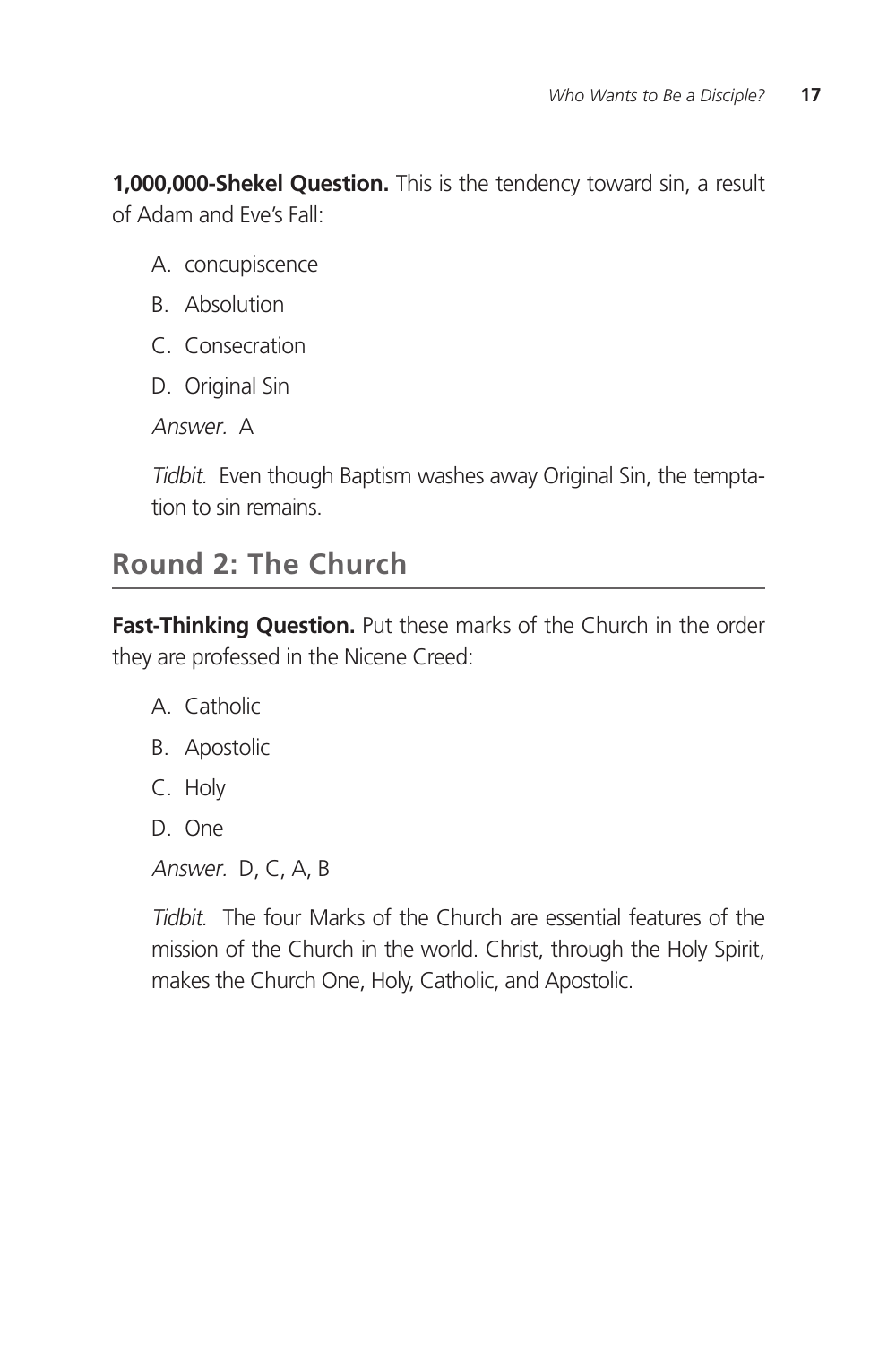**1,000,000-Shekel Question.** This is the tendency toward sin, a result of Adam and Eve's Fall:

A. concupiscence
B. Absolution
C. Consecration
D. Original Sin

*Answer.* A

*Tidbit.* Even though Baptism washes away Original Sin, the temptation to sin remains.

## Round 2: The Church

**Fast-Thinking Question.** Put these marks of the Church in the order they are professed in the Nicene Creed:

A. Catholic
B. Apostolic
C. Holy
D. One

*Answer.* D, C, A, B

*Tidbit.* The four Marks of the Church are essential features of the mission of the Church in the world. Christ, through the Holy Spirit, makes the Church One, Holy, Catholic, and Apostolic.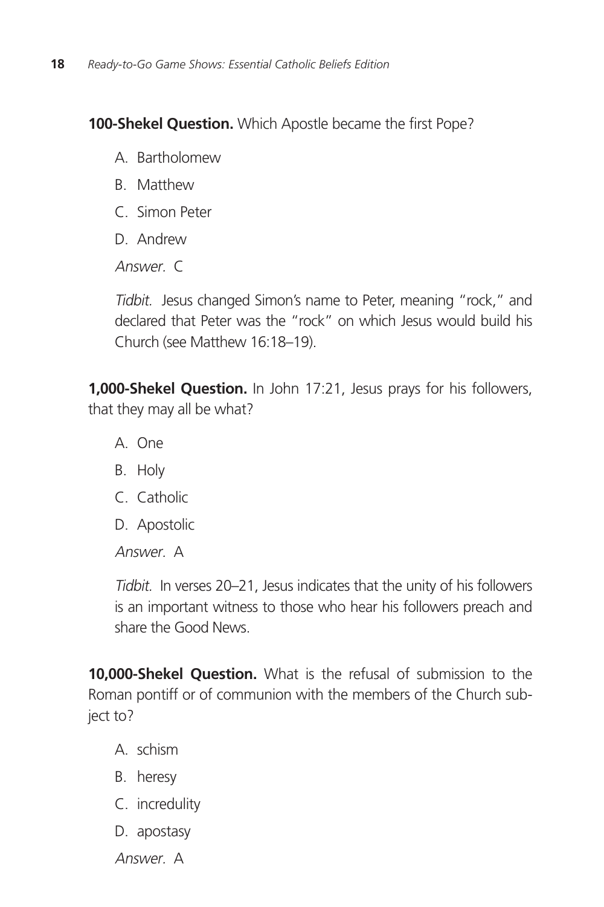**100-Shekel Question.** Which Apostle became the first Pope?

A. Bartholomew

B. Matthew

C. Simon Peter

D. Andrew

*Answer.* C

*Tidbit.* Jesus changed Simon's name to Peter, meaning "rock," and declared that Peter was the "rock" on which Jesus would build his Church (see Matthew 16:18–19).

**1,000-Shekel Question.** In John 17:21, Jesus prays for his followers, that they may all be what?

A. One

B. Holy

C. Catholic

D. Apostolic

*Answer.* A

*Tidbit.* In verses 20–21, Jesus indicates that the unity of his followers is an important witness to those who hear his followers preach and share the Good News.

**10,000-Shekel Question.** What is the refusal of submission to the Roman pontiff or of communion with the members of the Church subject to?

A. schism

B. heresy

C. incredulity

D. apostasy

*Answer.* A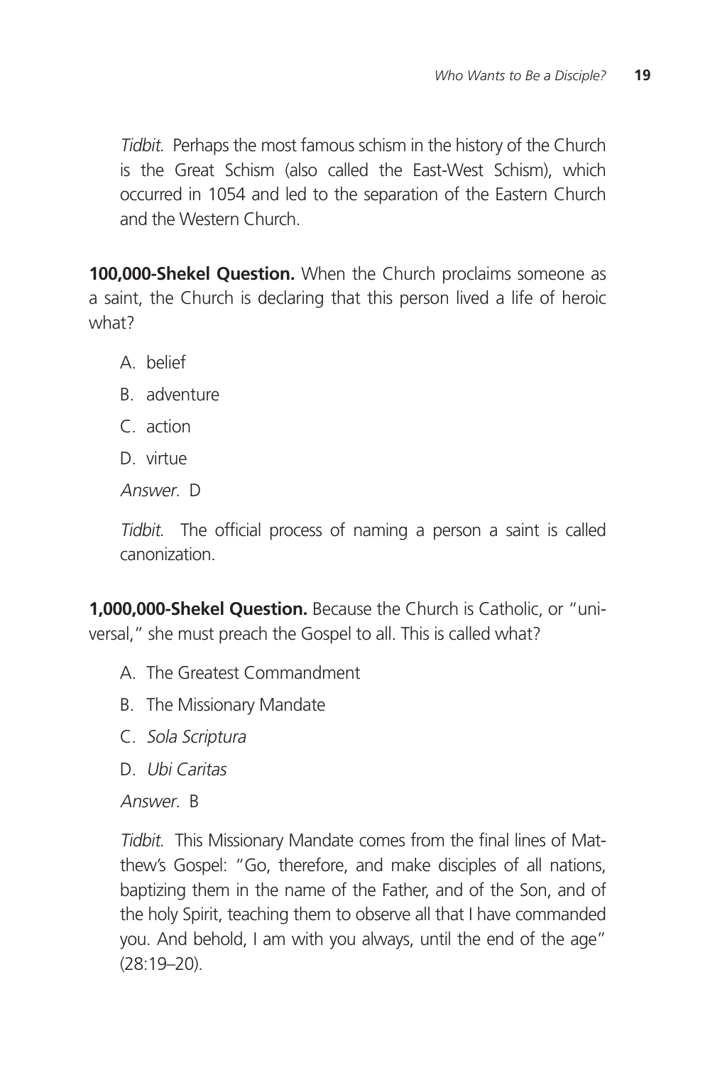*Tidbit.* Perhaps the most famous schism in the history of the Church is the Great Schism (also called the East-West Schism), which occurred in 1054 and led to the separation of the Eastern Church and the Western Church.

**100,000-Shekel Question.** When the Church proclaims someone as a saint, the Church is declaring that this person lived a life of heroic what?

A. belief

B. adventure

C. action

D. virtue

*Answer.* D

*Tidbit.* The official process of naming a person a saint is called canonization.

**1,000,000-Shekel Question.** Because the Church is Catholic, or "universal," she must preach the Gospel to all. This is called what?

A. The Greatest Commandment

B. The Missionary Mandate

C. *Sola Scriptura*

D. *Ubi Caritas*

*Answer.* B

*Tidbit.* This Missionary Mandate comes from the final lines of Matthew's Gospel: "Go, therefore, and make disciples of all nations, baptizing them in the name of the Father, and of the Son, and of the holy Spirit, teaching them to observe all that I have commanded you. And behold, I am with you always, until the end of the age" (28:19–20).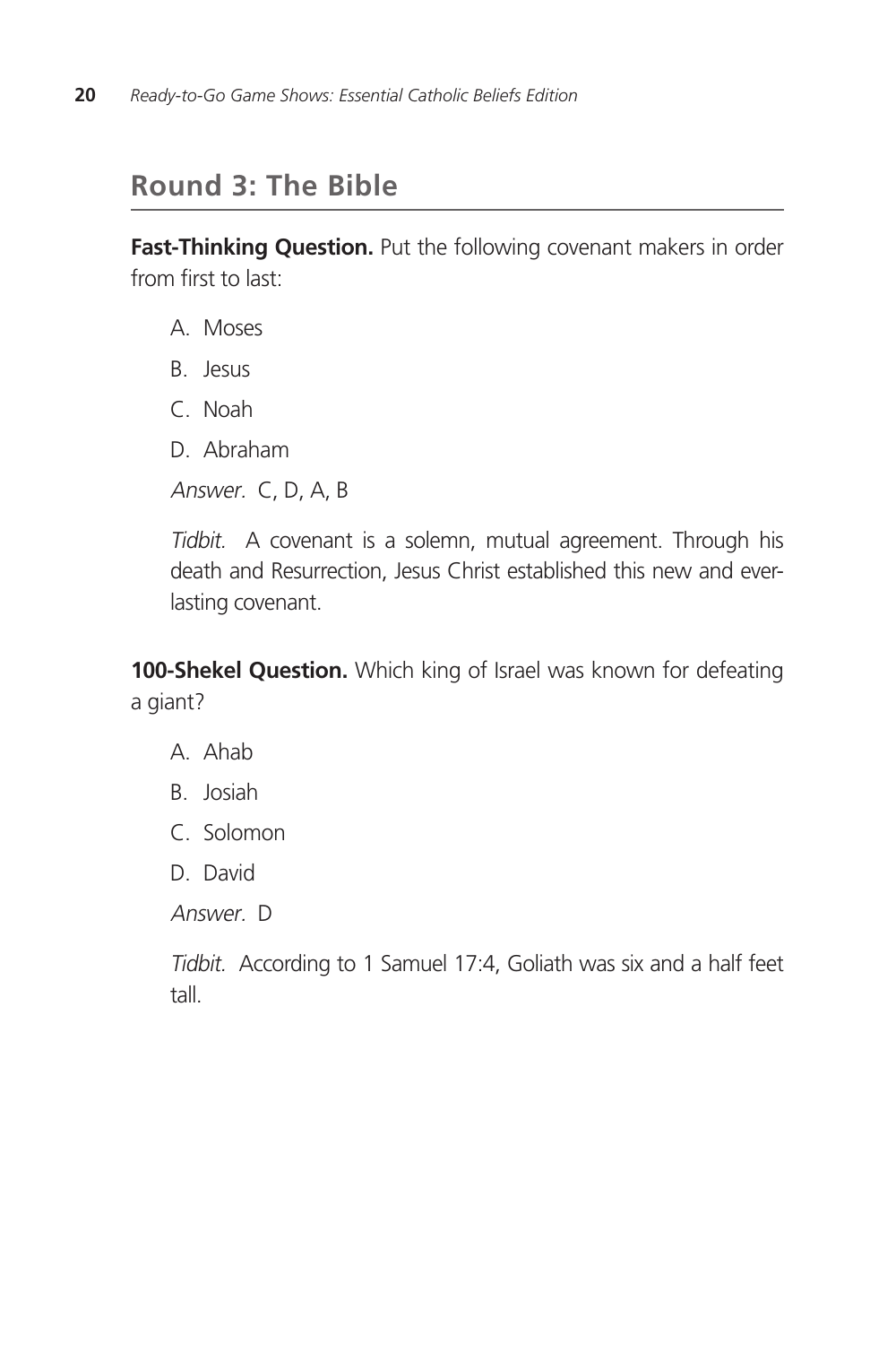## Round 3: The Bible

**Fast-Thinking Question.** Put the following covenant makers in order from first to last:

A. Moses

B. Jesus

C. Noah

D. Abraham

*Answer.* C, D, A, B

*Tidbit.* A covenant is a solemn, mutual agreement. Through his death and Resurrection, Jesus Christ established this new and everlasting covenant.

**100-Shekel Question.** Which king of Israel was known for defeating a giant?

A. Ahab

B. Josiah

C. Solomon

D. David

*Answer.* D

*Tidbit.* According to 1 Samuel 17:4, Goliath was six and a half feet tall.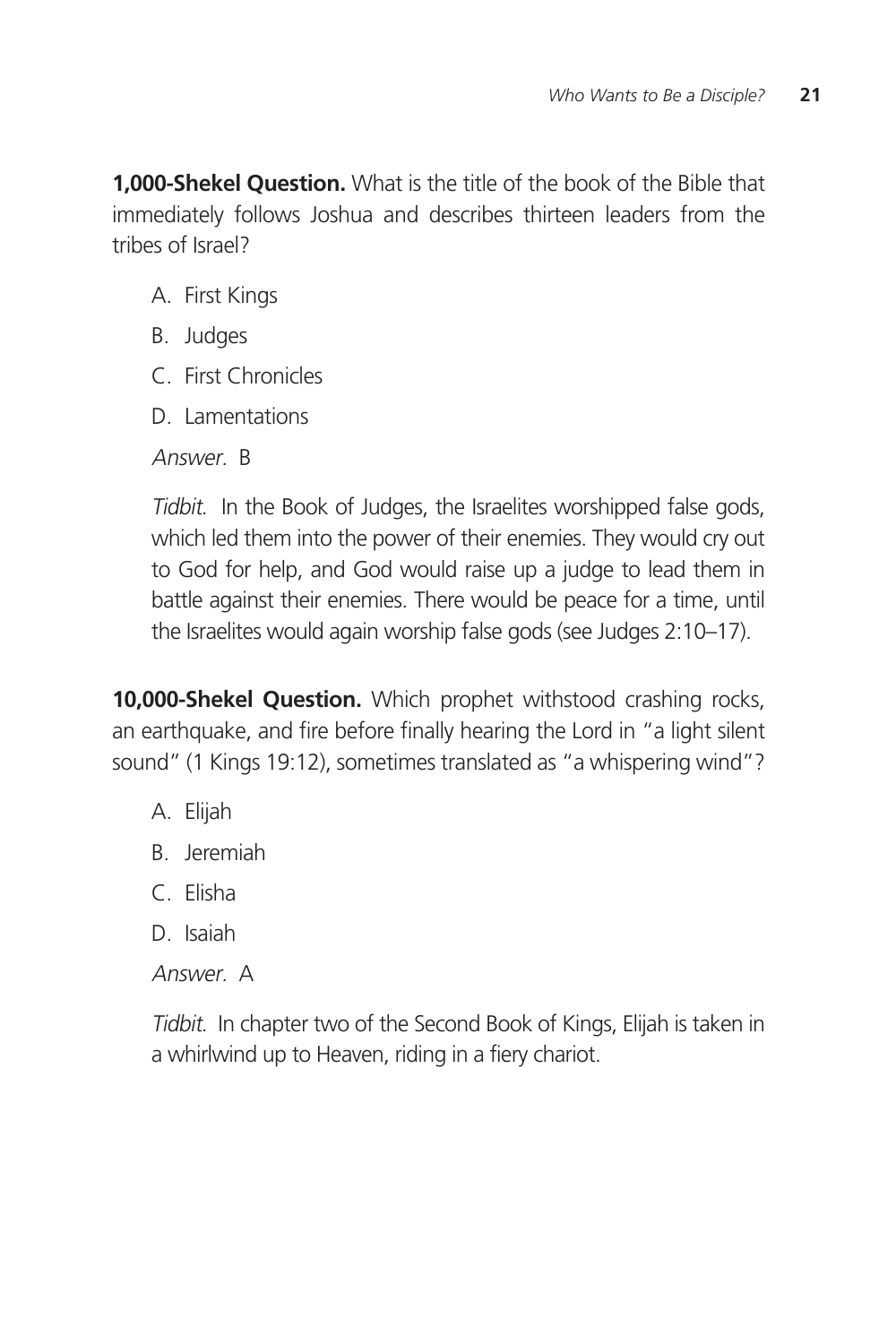**1,000-Shekel Question.** What is the title of the book of the Bible that immediately follows Joshua and describes thirteen leaders from the tribes of Israel?

A. First Kings

B. Judges

C. First Chronicles

D. Lamentations

*Answer.* B

*Tidbit.* In the Book of Judges, the Israelites worshipped false gods, which led them into the power of their enemies. They would cry out to God for help, and God would raise up a judge to lead them in battle against their enemies. There would be peace for a time, until the Israelites would again worship false gods (see Judges 2:10–17).

**10,000-Shekel Question.** Which prophet withstood crashing rocks, an earthquake, and fire before finally hearing the Lord in "a light silent sound" (1 Kings 19:12), sometimes translated as "a whispering wind"?

A. Elijah

B. Jeremiah

C. Elisha

D. Isaiah

*Answer.* A

*Tidbit.* In chapter two of the Second Book of Kings, Elijah is taken in a whirlwind up to Heaven, riding in a fiery chariot.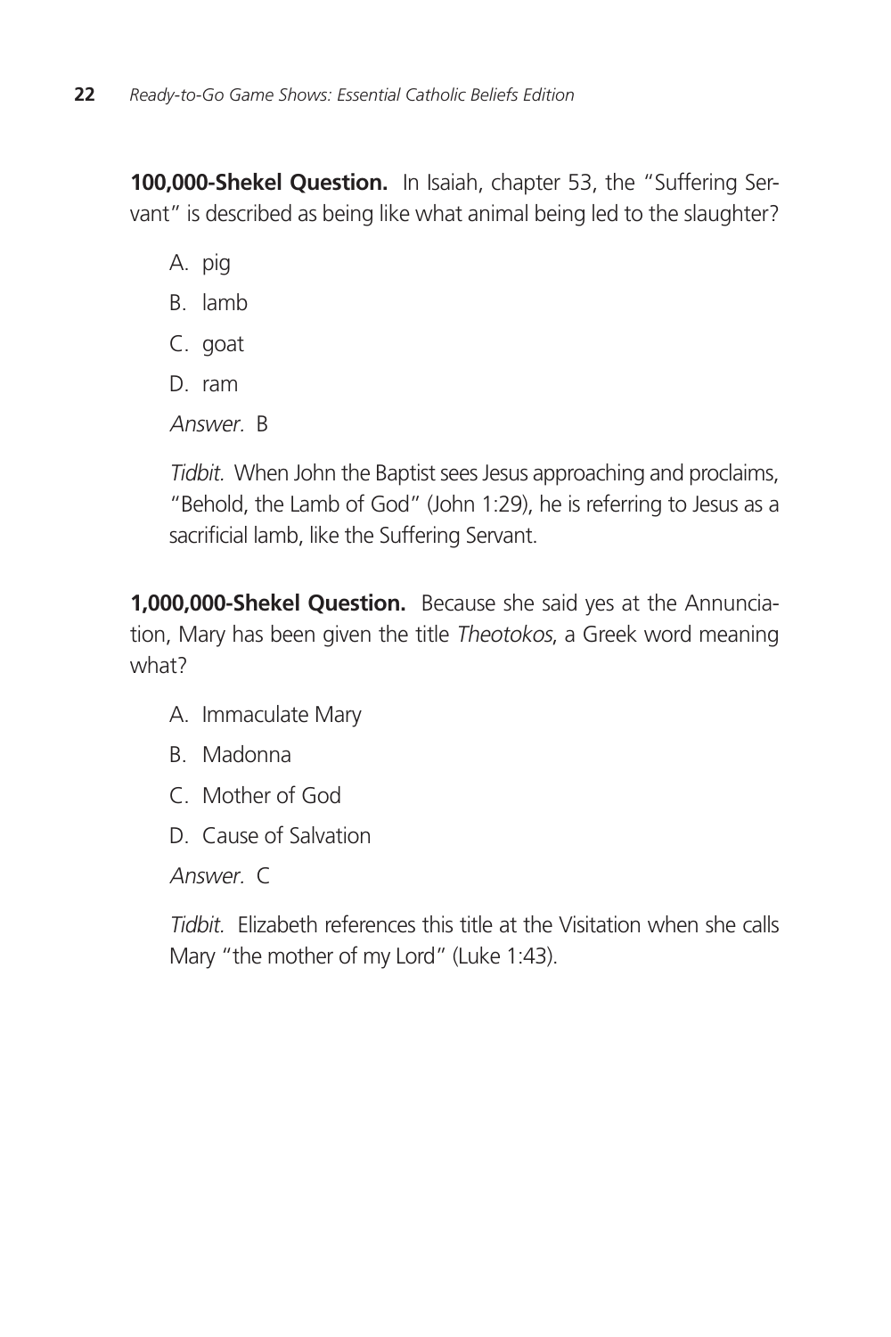**100,000-Shekel Question.** In Isaiah, chapter 53, the "Suffering Servant" is described as being like what animal being led to the slaughter?

A. pig

B. lamb

C. goat

D. ram

*Answer.* B

*Tidbit.* When John the Baptist sees Jesus approaching and proclaims, "Behold, the Lamb of God" (John 1:29), he is referring to Jesus as a sacrificial lamb, like the Suffering Servant.

**1,000,000-Shekel Question.** Because she said yes at the Annunciation, Mary has been given the title *Theotokos*, a Greek word meaning what?

A. Immaculate Mary

B. Madonna

C. Mother of God

D. Cause of Salvation

*Answer.* C

*Tidbit.* Elizabeth references this title at the Visitation when she calls Mary "the mother of my Lord" (Luke 1:43).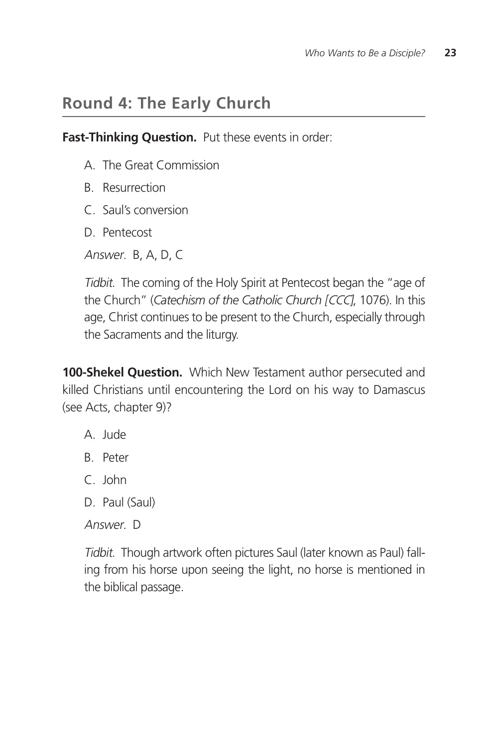## Round 4: The Early Church

**Fast-Thinking Question.** Put these events in order:

A. The Great Commission

B. Resurrection

C. Saul's conversion

D. Pentecost

*Answer.* B, A, D, C

*Tidbit.* The coming of the Holy Spirit at Pentecost began the "age of the Church" (*Catechism of the Catholic Church [CCC]*, 1076). In this age, Christ continues to be present to the Church, especially through the Sacraments and the liturgy.

**100-Shekel Question.** Which New Testament author persecuted and killed Christians until encountering the Lord on his way to Damascus (see Acts, chapter 9)?

A. Jude

B. Peter

C. John

D. Paul (Saul)

*Answer.* D

*Tidbit.* Though artwork often pictures Saul (later known as Paul) falling from his horse upon seeing the light, no horse is mentioned in the biblical passage.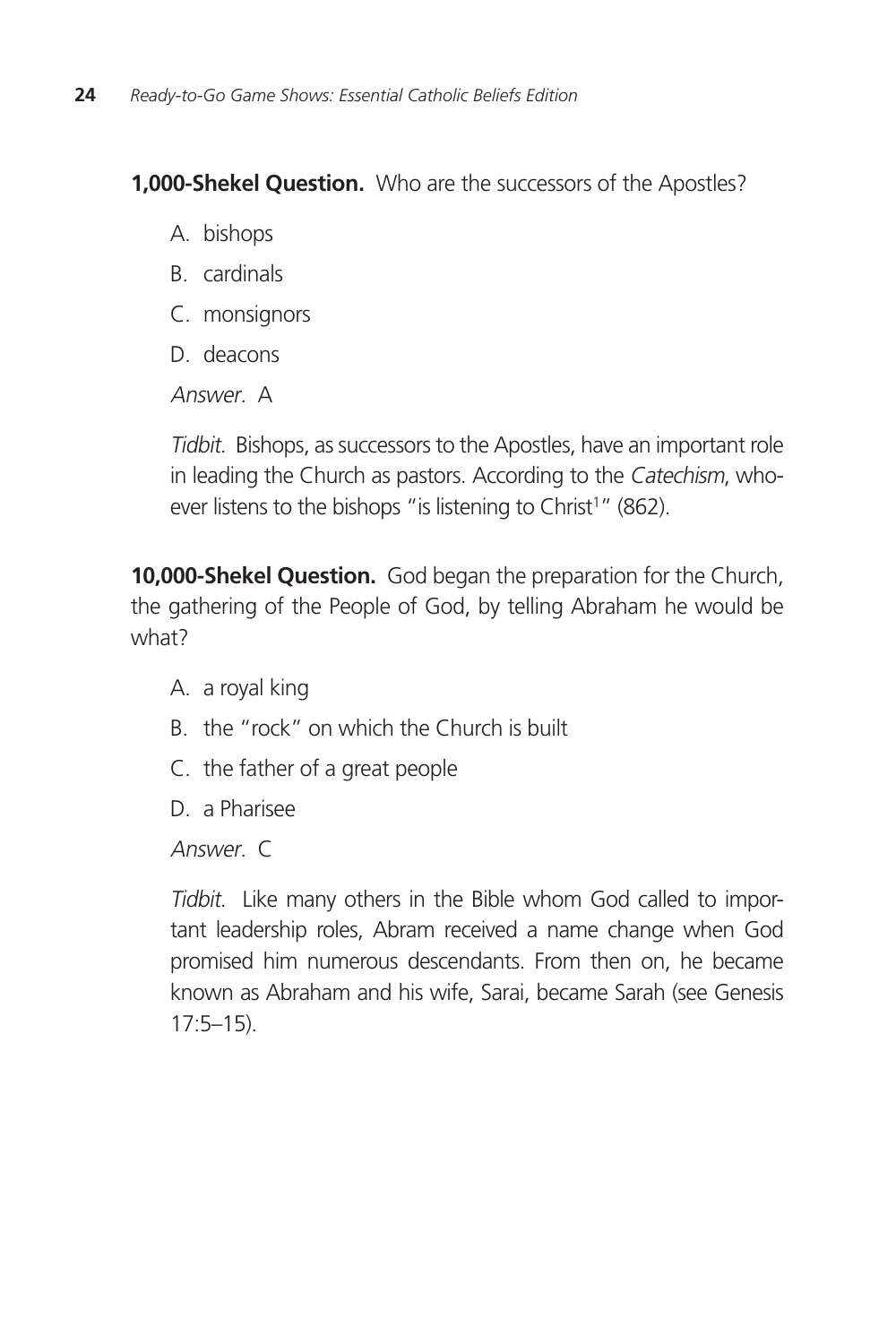**1,000-Shekel Question.** Who are the successors of the Apostles?

A. bishops
B. cardinals
C. monsignors
D. deacons

*Answer.* A

*Tidbit.* Bishops, as successors to the Apostles, have an important role in leading the Church as pastors. According to the *Catechism*, whoever listens to the bishops "is listening to Christ[1]" (862).

**10,000-Shekel Question.** God began the preparation for the Church, the gathering of the People of God, by telling Abraham he would be what?

A. a royal king
B. the "rock" on which the Church is built
C. the father of a great people
D. a Pharisee

*Answer.* C

*Tidbit.* Like many others in the Bible whom God called to important leadership roles, Abram received a name change when God promised him numerous descendants. From then on, he became known as Abraham and his wife, Sarai, became Sarah (see Genesis 17:5–15).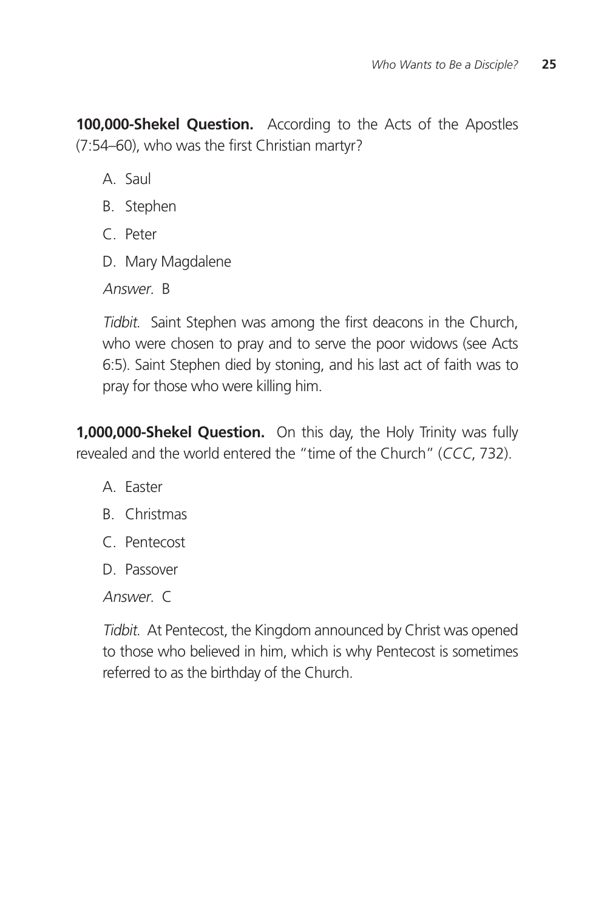**100,000-Shekel Question.** According to the Acts of the Apostles (7:54–60), who was the first Christian martyr?

A. Saul

B. Stephen

C. Peter

D. Mary Magdalene

*Answer.* B

*Tidbit.* Saint Stephen was among the first deacons in the Church, who were chosen to pray and to serve the poor widows (see Acts 6:5). Saint Stephen died by stoning, and his last act of faith was to pray for those who were killing him.

**1,000,000-Shekel Question.** On this day, the Holy Trinity was fully revealed and the world entered the "time of the Church" (*CCC*, 732).

A. Easter

B. Christmas

C. Pentecost

D. Passover

*Answer.* C

*Tidbit.* At Pentecost, the Kingdom announced by Christ was opened to those who believed in him, which is why Pentecost is sometimes referred to as the birthday of the Church.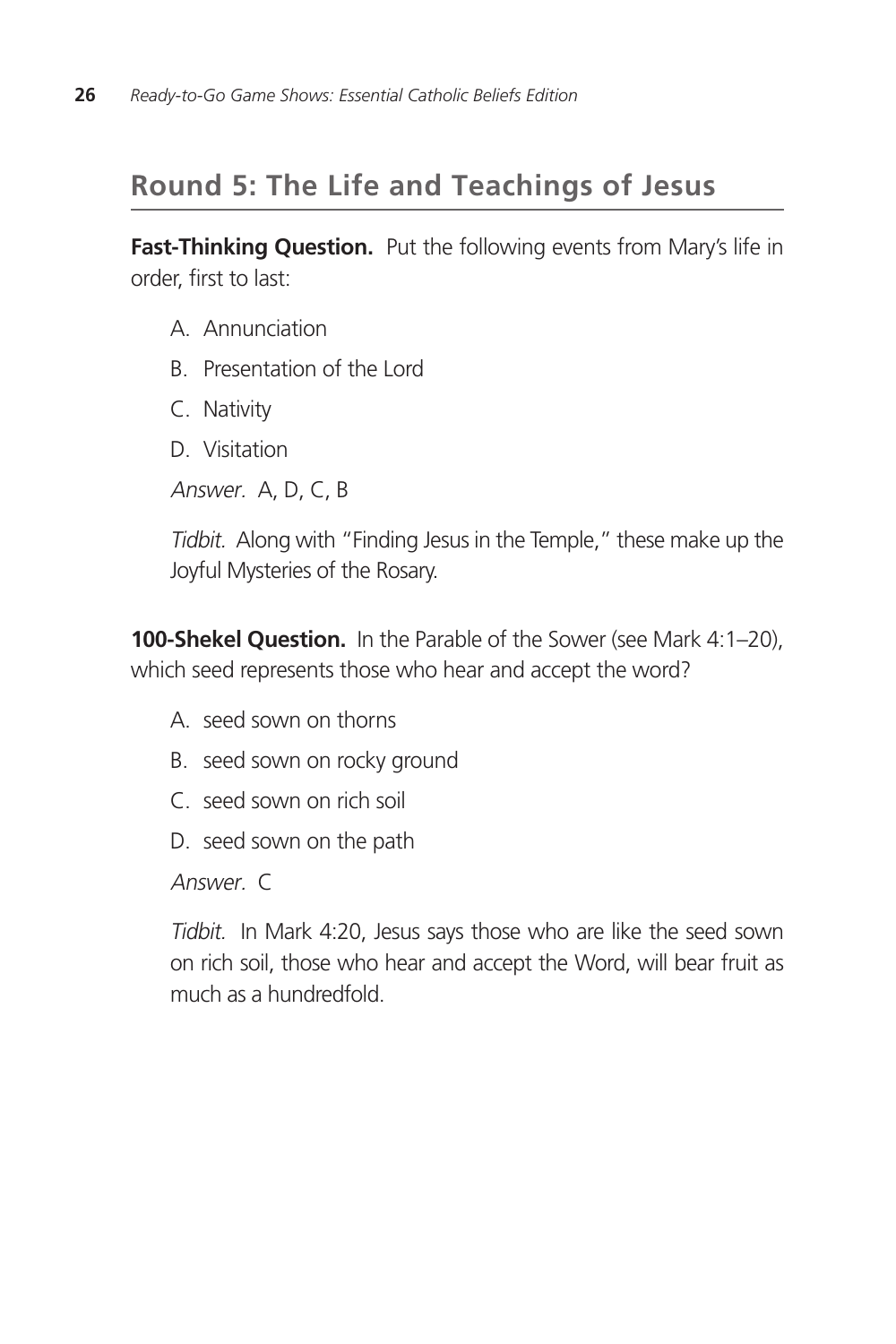## Round 5: The Life and Teachings of Jesus

**Fast-Thinking Question.** Put the following events from Mary's life in order, first to last:

A. Annunciation

B. Presentation of the Lord

C. Nativity

D. Visitation

*Answer.* A, D, C, B

*Tidbit.* Along with "Finding Jesus in the Temple," these make up the Joyful Mysteries of the Rosary.

**100-Shekel Question.** In the Parable of the Sower (see Mark 4:1–20), which seed represents those who hear and accept the word?

A. seed sown on thorns

B. seed sown on rocky ground

C. seed sown on rich soil

D. seed sown on the path

*Answer.* C

*Tidbit.* In Mark 4:20, Jesus says those who are like the seed sown on rich soil, those who hear and accept the Word, will bear fruit as much as a hundredfold.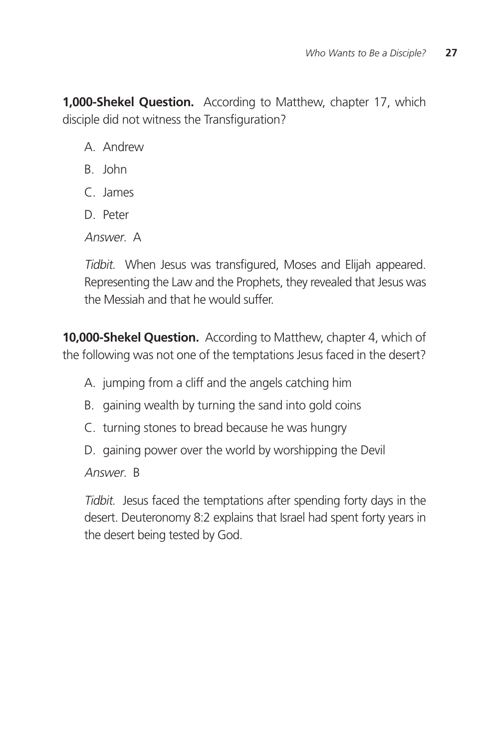**1,000-Shekel Question.** According to Matthew, chapter 17, which disciple did not witness the Transfiguration?

A. Andrew

B. John

C. James

D. Peter

*Answer.* A

*Tidbit.* When Jesus was transfigured, Moses and Elijah appeared. Representing the Law and the Prophets, they revealed that Jesus was the Messiah and that he would suffer.

**10,000-Shekel Question.** According to Matthew, chapter 4, which of the following was not one of the temptations Jesus faced in the desert?

A. jumping from a cliff and the angels catching him

B. gaining wealth by turning the sand into gold coins

C. turning stones to bread because he was hungry

D. gaining power over the world by worshipping the Devil

*Answer.* B

*Tidbit.* Jesus faced the temptations after spending forty days in the desert. Deuteronomy 8:2 explains that Israel had spent forty years in the desert being tested by God.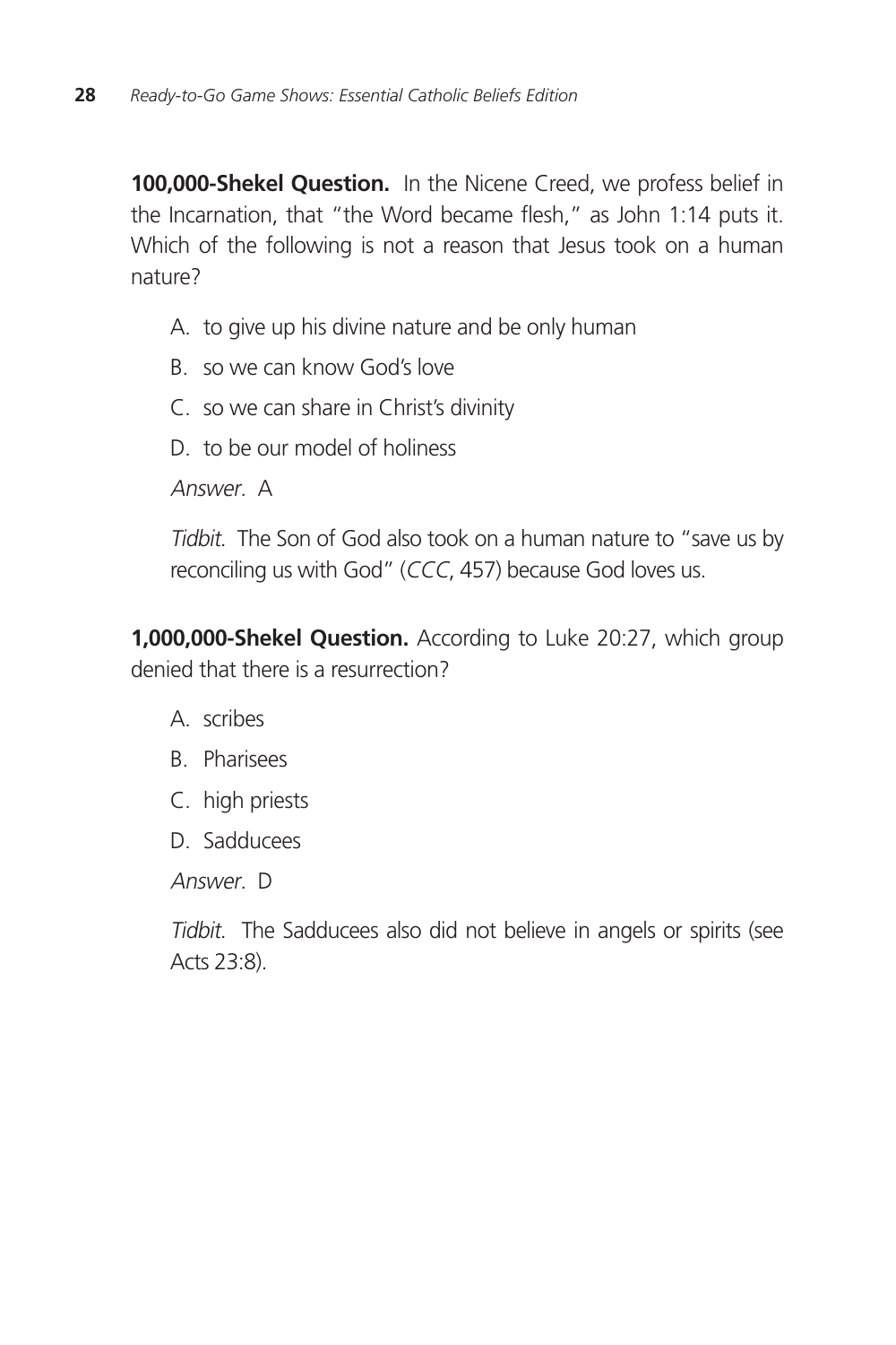**100,000-Shekel Question.** In the Nicene Creed, we profess belief in the Incarnation, that "the Word became flesh," as John 1:14 puts it. Which of the following is not a reason that Jesus took on a human nature?

A. to give up his divine nature and be only human

B. so we can know God's love

C. so we can share in Christ's divinity

D. to be our model of holiness

*Answer.* A

*Tidbit.* The Son of God also took on a human nature to "save us by reconciling us with God" (*CCC*, 457) because God loves us.

**1,000,000-Shekel Question.** According to Luke 20:27, which group denied that there is a resurrection?

A. scribes

B. Pharisees

C. high priests

D. Sadducees

*Answer.* D

*Tidbit.* The Sadducees also did not believe in angels or spirits (see Acts 23:8).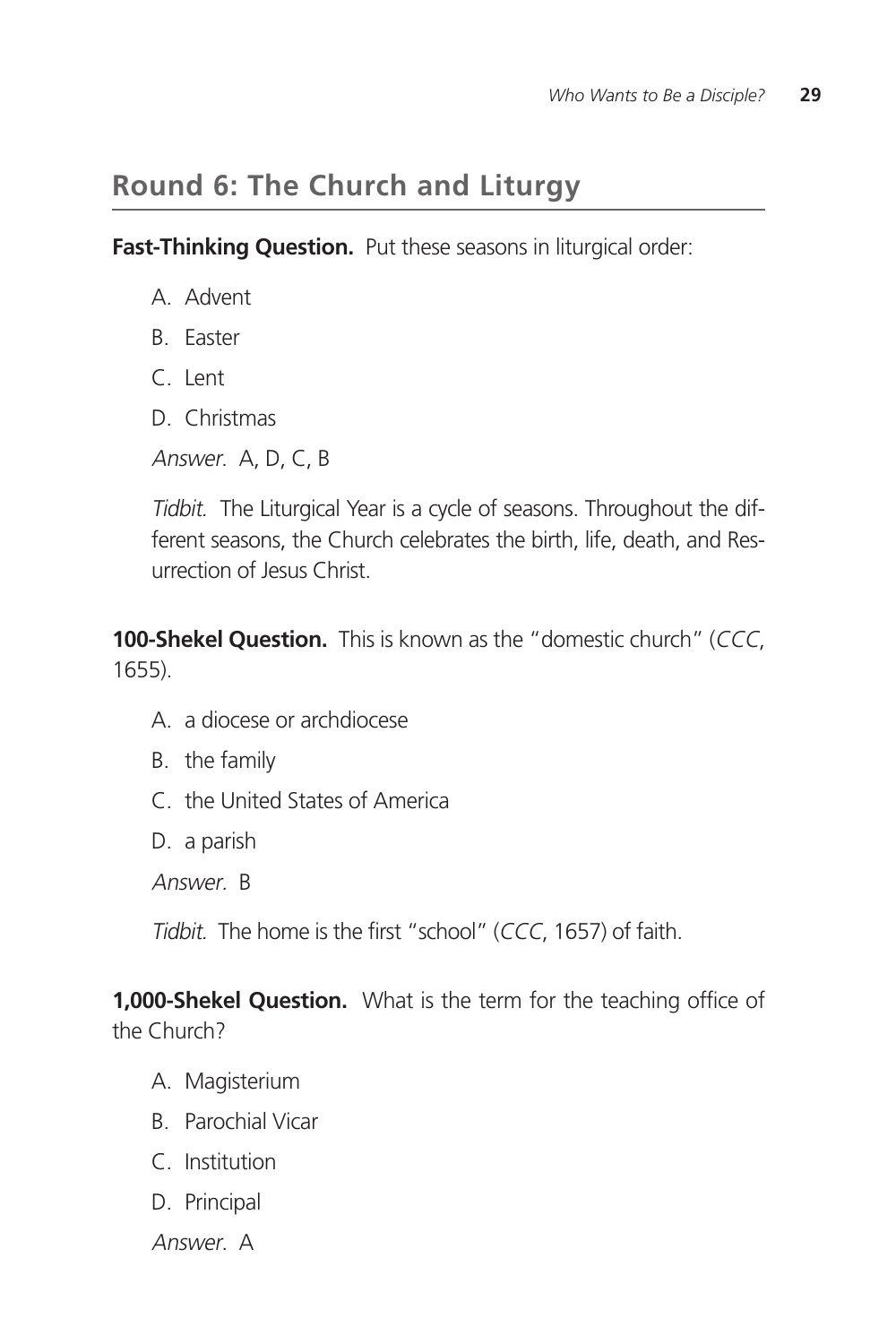## Round 6: The Church and Liturgy

**Fast-Thinking Question.** Put these seasons in liturgical order:

A. Advent

B. Easter

C. Lent

D. Christmas

*Answer.* A, D, C, B

*Tidbit.* The Liturgical Year is a cycle of seasons. Throughout the different seasons, the Church celebrates the birth, life, death, and Resurrection of Jesus Christ.

**100-Shekel Question.** This is known as the "domestic church" (*CCC*, 1655).

A. a diocese or archdiocese

B. the family

C. the United States of America

D. a parish

*Answer.* B

*Tidbit.* The home is the first "school" (*CCC*, 1657) of faith.

**1,000-Shekel Question.** What is the term for the teaching office of the Church?

A. Magisterium

B. Parochial Vicar

C. Institution

D. Principal

*Answer.* A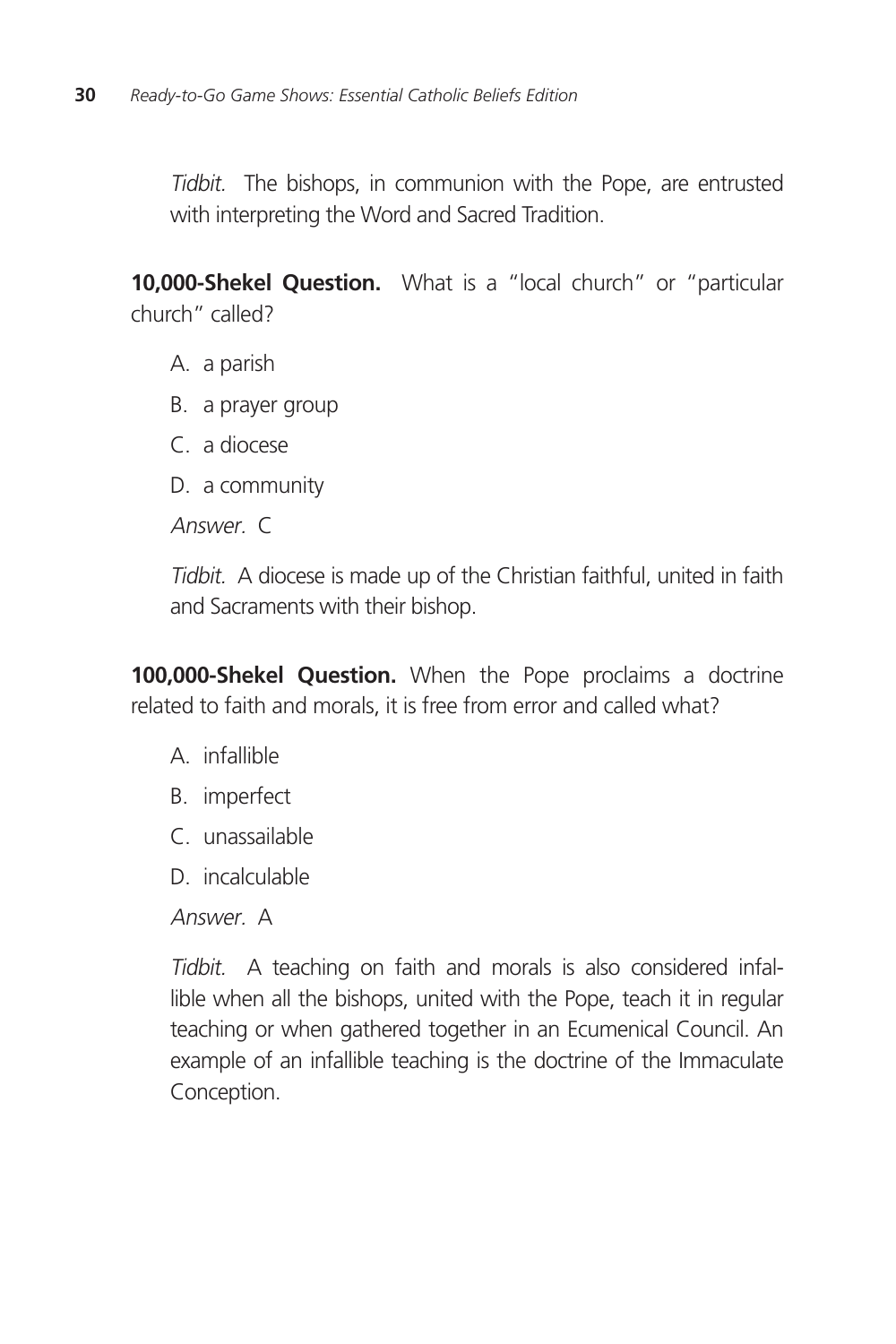*Tidbit.* The bishops, in communion with the Pope, are entrusted with interpreting the Word and Sacred Tradition.

**10,000-Shekel Question.** What is a "local church" or "particular church" called?

A. a parish

B. a prayer group

C. a diocese

D. a community

*Answer.* C

*Tidbit.* A diocese is made up of the Christian faithful, united in faith and Sacraments with their bishop.

**100,000-Shekel Question.** When the Pope proclaims a doctrine related to faith and morals, it is free from error and called what?

A. infallible

B. imperfect

C. unassailable

D. incalculable

*Answer.* A

*Tidbit.* A teaching on faith and morals is also considered infallible when all the bishops, united with the Pope, teach it in regular teaching or when gathered together in an Ecumenical Council. An example of an infallible teaching is the doctrine of the Immaculate Conception.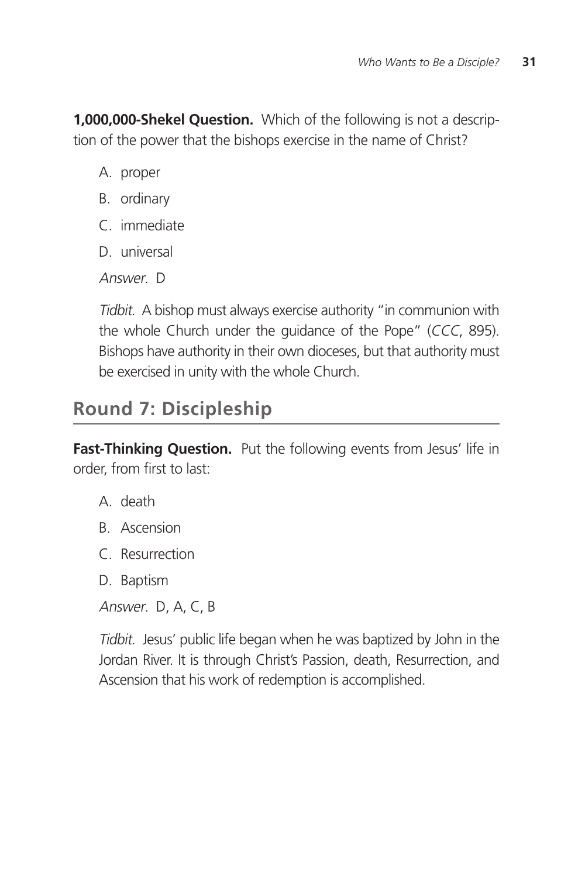**1,000,000-Shekel Question.** Which of the following is not a description of the power that the bishops exercise in the name of Christ?

A. proper

B. ordinary

C. immediate

D. universal

*Answer.* D

*Tidbit.* A bishop must always exercise authority "in communion with the whole Church under the guidance of the Pope" (*CCC*, 895). Bishops have authority in their own dioceses, but that authority must be exercised in unity with the whole Church.

## Round 7: Discipleship

**Fast-Thinking Question.** Put the following events from Jesus' life in order, from first to last:

A. death

B. Ascension

C. Resurrection

D. Baptism

*Answer.* D, A, C, B

*Tidbit.* Jesus' public life began when he was baptized by John in the Jordan River. It is through Christ's Passion, death, Resurrection, and Ascension that his work of redemption is accomplished.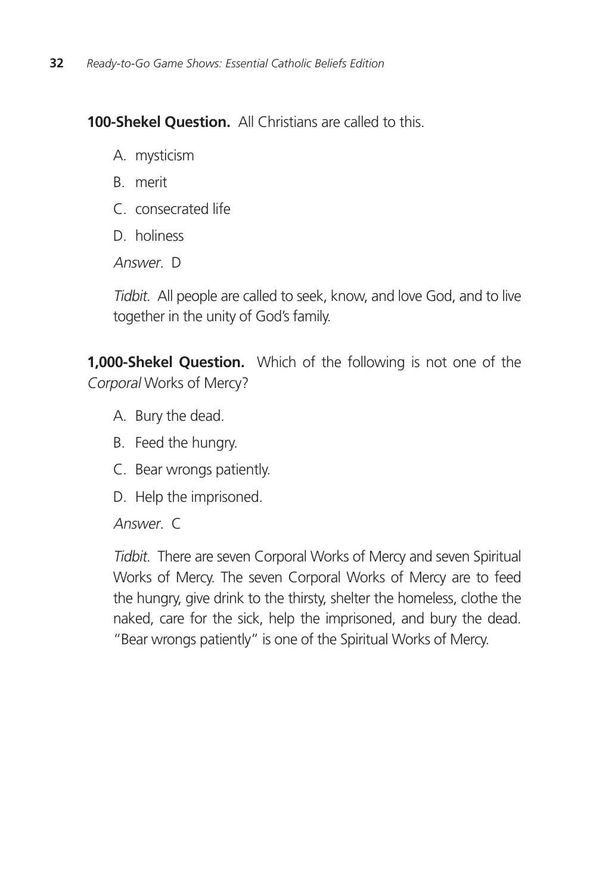**100-Shekel Question.** All Christians are called to this.

A. mysticism

B. merit

C. consecrated life

D. holiness

*Answer.* D

*Tidbit.* All people are called to seek, know, and love God, and to live together in the unity of God's family.

**1,000-Shekel Question.** Which of the following is not one of the *Corporal* Works of Mercy?

A. Bury the dead.

B. Feed the hungry.

C. Bear wrongs patiently.

D. Help the imprisoned.

*Answer.* C

*Tidbit.* There are seven Corporal Works of Mercy and seven Spiritual Works of Mercy. The seven Corporal Works of Mercy are to feed the hungry, give drink to the thirsty, shelter the homeless, clothe the naked, care for the sick, help the imprisoned, and bury the dead. "Bear wrongs patiently" is one of the Spiritual Works of Mercy.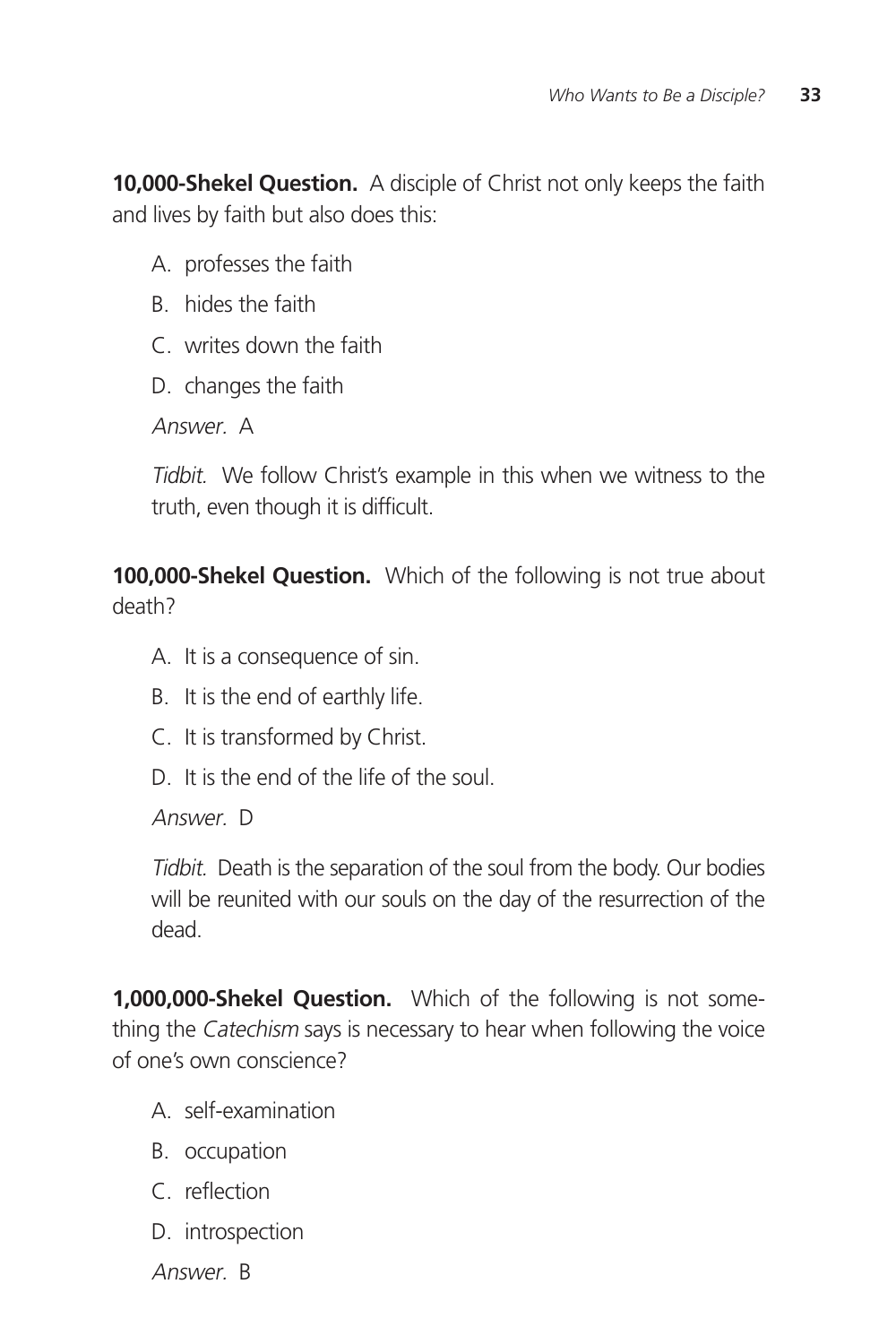**10,000-Shekel Question.** A disciple of Christ not only keeps the faith and lives by faith but also does this:

A. professes the faith

B. hides the faith

C. writes down the faith

D. changes the faith

*Answer.* A

*Tidbit.* We follow Christ's example in this when we witness to the truth, even though it is difficult.

**100,000-Shekel Question.** Which of the following is not true about death?

A. It is a consequence of sin.

B. It is the end of earthly life.

C. It is transformed by Christ.

D. It is the end of the life of the soul.

*Answer.* D

*Tidbit.* Death is the separation of the soul from the body. Our bodies will be reunited with our souls on the day of the resurrection of the dead.

**1,000,000-Shekel Question.** Which of the following is not something the *Catechism* says is necessary to hear when following the voice of one's own conscience?

A. self-examination

B. occupation

C. reflection

D. introspection

*Answer.* B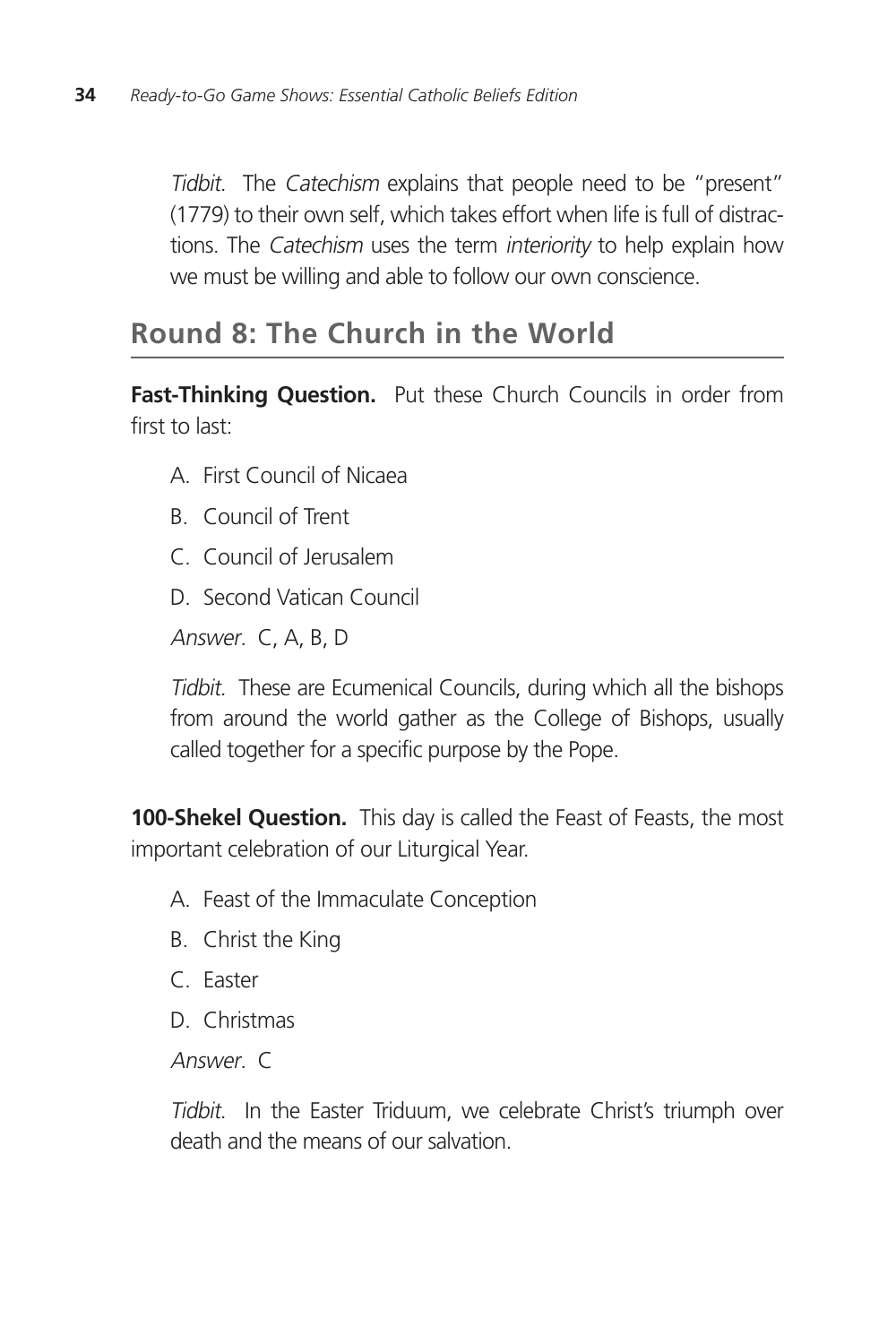*Tidbit.* The *Catechism* explains that people need to be "present" (1779) to their own self, which takes effort when life is full of distractions. The *Catechism* uses the term *interiority* to help explain how we must be willing and able to follow our own conscience.

## Round 8: The Church in the World

**Fast-Thinking Question.** Put these Church Councils in order from first to last:

A. First Council of Nicaea

B. Council of Trent

C. Council of Jerusalem

D. Second Vatican Council

*Answer.* C, A, B, D

*Tidbit.* These are Ecumenical Councils, during which all the bishops from around the world gather as the College of Bishops, usually called together for a specific purpose by the Pope.

**100-Shekel Question.** This day is called the Feast of Feasts, the most important celebration of our Liturgical Year.

A. Feast of the Immaculate Conception

B. Christ the King

C. Easter

D. Christmas

*Answer.* C

*Tidbit.* In the Easter Triduum, we celebrate Christ's triumph over death and the means of our salvation.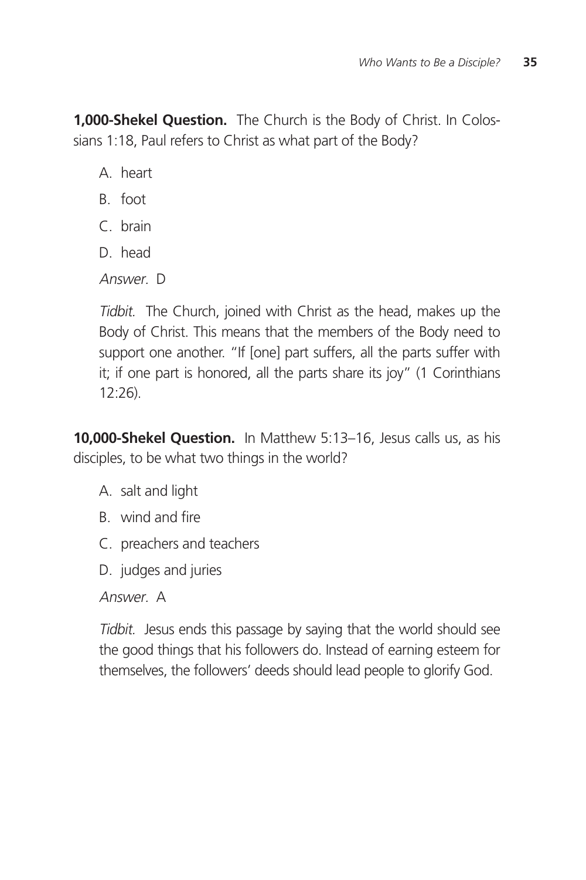**1,000-Shekel Question.** The Church is the Body of Christ. In Colossians 1:18, Paul refers to Christ as what part of the Body?

A. heart

B. foot

C. brain

D. head

*Answer.* D

*Tidbit.* The Church, joined with Christ as the head, makes up the Body of Christ. This means that the members of the Body need to support one another. "If [one] part suffers, all the parts suffer with it; if one part is honored, all the parts share its joy" (1 Corinthians 12:26).

**10,000-Shekel Question.** In Matthew 5:13–16, Jesus calls us, as his disciples, to be what two things in the world?

A. salt and light

B. wind and fire

C. preachers and teachers

D. judges and juries

*Answer.* A

*Tidbit.* Jesus ends this passage by saying that the world should see the good things that his followers do. Instead of earning esteem for themselves, the followers' deeds should lead people to glorify God.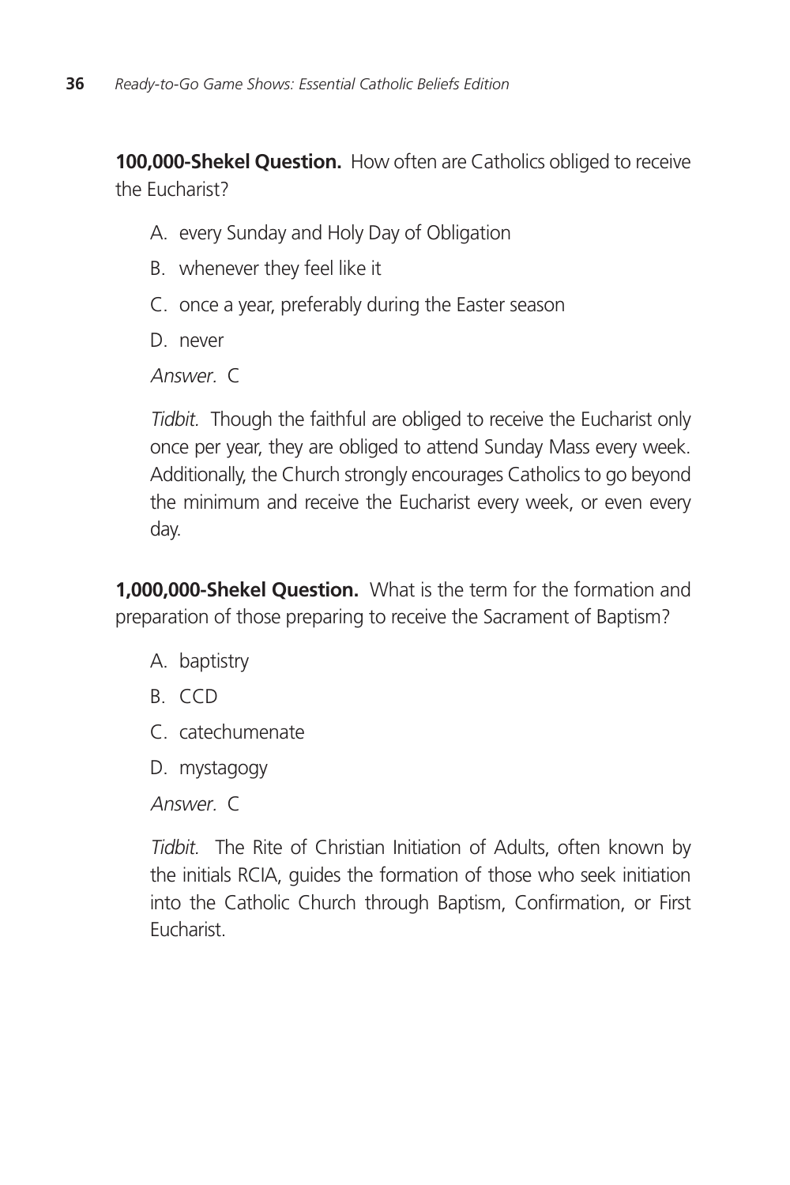**100,000-Shekel Question.** How often are Catholics obliged to receive the Eucharist?

A. every Sunday and Holy Day of Obligation

B. whenever they feel like it

C. once a year, preferably during the Easter season

D. never

*Answer.* C

*Tidbit.* Though the faithful are obliged to receive the Eucharist only once per year, they are obliged to attend Sunday Mass every week. Additionally, the Church strongly encourages Catholics to go beyond the minimum and receive the Eucharist every week, or even every day.

**1,000,000-Shekel Question.** What is the term for the formation and preparation of those preparing to receive the Sacrament of Baptism?

A. baptistry

B. CCD

C. catechumenate

D. mystagogy

*Answer.* C

*Tidbit.* The Rite of Christian Initiation of Adults, often known by the initials RCIA, guides the formation of those who seek initiation into the Catholic Church through Baptism, Confirmation, or First Eucharist.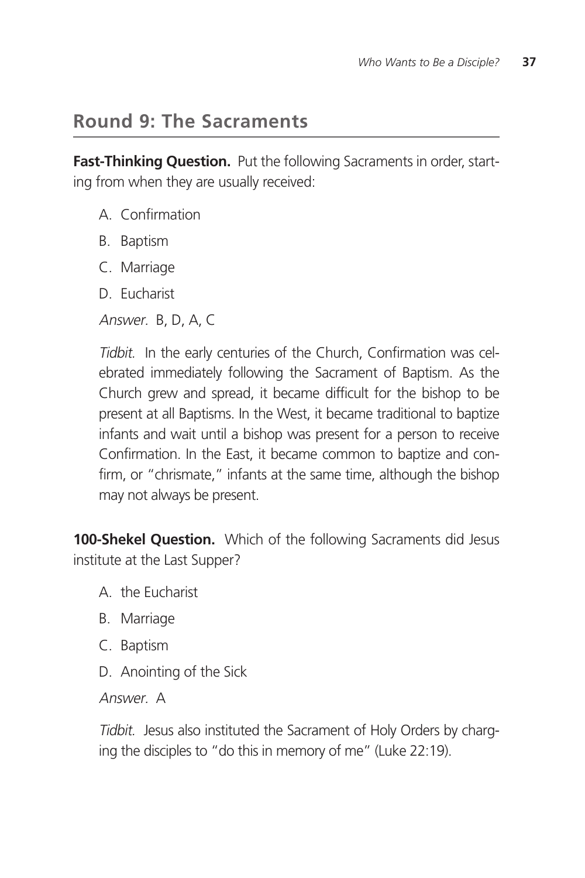## Round 9: The Sacraments

**Fast-Thinking Question.** Put the following Sacraments in order, starting from when they are usually received:

A. Confirmation

B. Baptism

C. Marriage

D. Eucharist

*Answer.* B, D, A, C

*Tidbit.* In the early centuries of the Church, Confirmation was celebrated immediately following the Sacrament of Baptism. As the Church grew and spread, it became difficult for the bishop to be present at all Baptisms. In the West, it became traditional to baptize infants and wait until a bishop was present for a person to receive Confirmation. In the East, it became common to baptize and confirm, or "chrismate," infants at the same time, although the bishop may not always be present.

**100-Shekel Question.** Which of the following Sacraments did Jesus institute at the Last Supper?

A. the Eucharist

B. Marriage

C. Baptism

D. Anointing of the Sick

*Answer.* A

*Tidbit.* Jesus also instituted the Sacrament of Holy Orders by charging the disciples to "do this in memory of me" (Luke 22:19).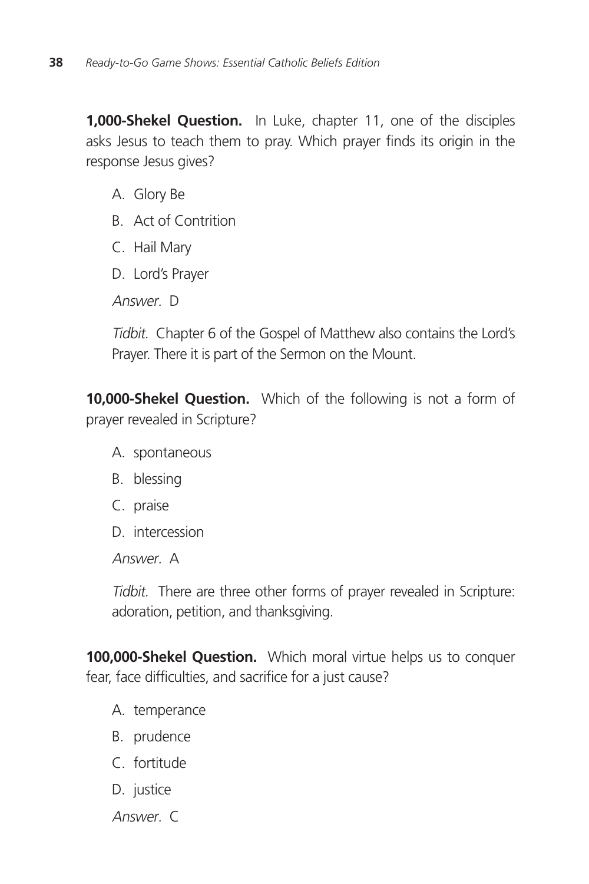**1,000-Shekel Question.** In Luke, chapter 11, one of the disciples asks Jesus to teach them to pray. Which prayer finds its origin in the response Jesus gives?

A. Glory Be

B. Act of Contrition

C. Hail Mary

D. Lord's Prayer

*Answer.* D

*Tidbit.* Chapter 6 of the Gospel of Matthew also contains the Lord's Prayer. There it is part of the Sermon on the Mount.

**10,000-Shekel Question.** Which of the following is not a form of prayer revealed in Scripture?

A. spontaneous

B. blessing

C. praise

D. intercession

*Answer.* A

*Tidbit.* There are three other forms of prayer revealed in Scripture: adoration, petition, and thanksgiving.

**100,000-Shekel Question.** Which moral virtue helps us to conquer fear, face difficulties, and sacrifice for a just cause?

A. temperance

B. prudence

C. fortitude

D. justice

*Answer.* C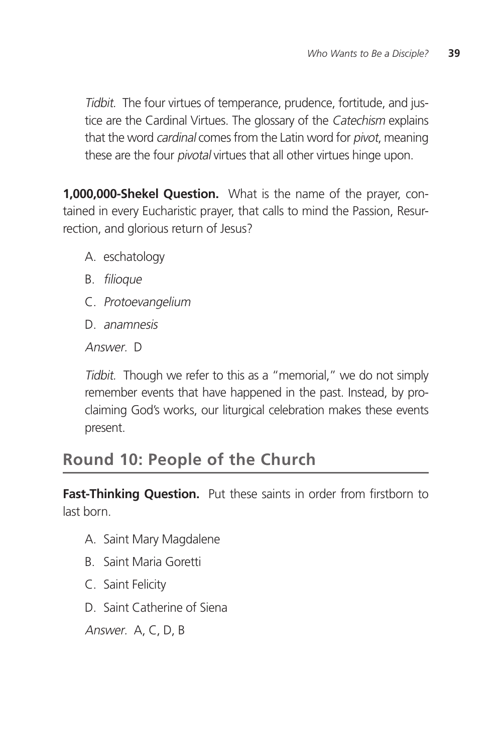*Tidbit.* The four virtues of temperance, prudence, fortitude, and justice are the Cardinal Virtues. The glossary of the *Catechism* explains that the word *cardinal* comes from the Latin word for *pivot*, meaning these are the four *pivotal* virtues that all other virtues hinge upon.

**1,000,000-Shekel Question.** What is the name of the prayer, contained in every Eucharistic prayer, that calls to mind the Passion, Resurrection, and glorious return of Jesus?

A. eschatology

B. *filioque*

C. *Protoevangelium*

D. *anamnesis*

*Answer.* D

*Tidbit.* Though we refer to this as a "memorial," we do not simply remember events that have happened in the past. Instead, by proclaiming God's works, our liturgical celebration makes these events present.

## Round 10: People of the Church

**Fast-Thinking Question.** Put these saints in order from firstborn to last born.

A. Saint Mary Magdalene

B. Saint Maria Goretti

C. Saint Felicity

D. Saint Catherine of Siena

*Answer.* A, C, D, B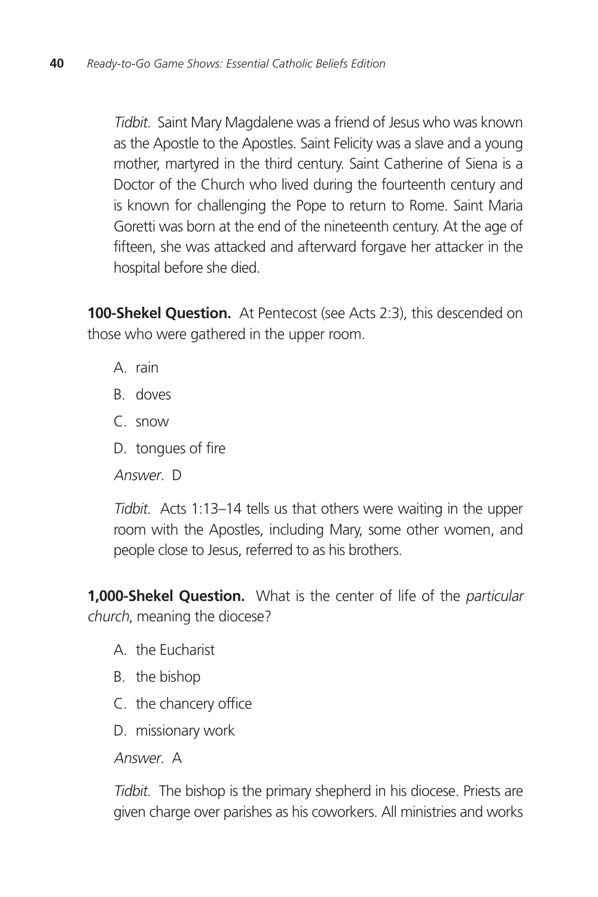*Tidbit.* Saint Mary Magdalene was a friend of Jesus who was known as the Apostle to the Apostles. Saint Felicity was a slave and a young mother, martyred in the third century. Saint Catherine of Siena is a Doctor of the Church who lived during the fourteenth century and is known for challenging the Pope to return to Rome. Saint Maria Goretti was born at the end of the nineteenth century. At the age of fifteen, she was attacked and afterward forgave her attacker in the hospital before she died.

**100-Shekel Question.** At Pentecost (see Acts 2:3), this descended on those who were gathered in the upper room.

A. rain
B. doves
C. snow
D. tongues of fire

*Answer.* D

*Tidbit.* Acts 1:13–14 tells us that others were waiting in the upper room with the Apostles, including Mary, some other women, and people close to Jesus, referred to as his brothers.

**1,000-Shekel Question.** What is the center of life of the *particular church*, meaning the diocese?

A. the Eucharist
B. the bishop
C. the chancery office
D. missionary work

*Answer.* A

*Tidbit.* The bishop is the primary shepherd in his diocese. Priests are given charge over parishes as his coworkers. All ministries and works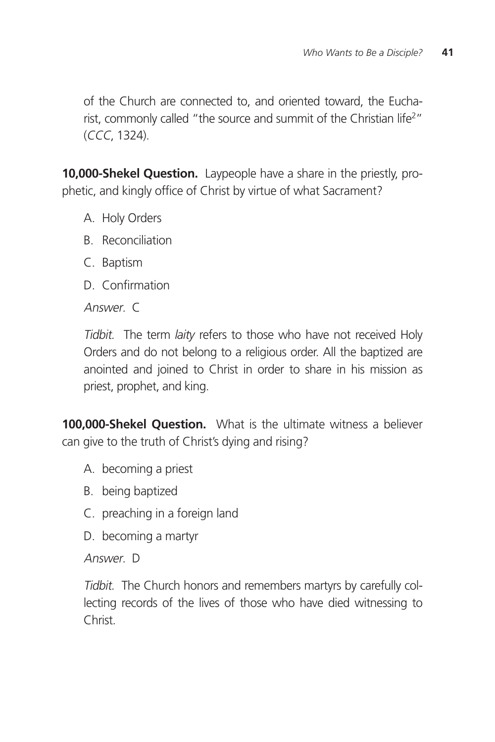of the Church are connected to, and oriented toward, the Eucharist, commonly called "the source and summit of the Christian life[2]" (*CCC*, 1324).

**10,000-Shekel Question.** Laypeople have a share in the priestly, prophetic, and kingly office of Christ by virtue of what Sacrament?

A. Holy Orders

B. Reconciliation

C. Baptism

D. Confirmation

*Answer.* C

*Tidbit.* The term *laity* refers to those who have not received Holy Orders and do not belong to a religious order. All the baptized are anointed and joined to Christ in order to share in his mission as priest, prophet, and king.

**100,000-Shekel Question.** What is the ultimate witness a believer can give to the truth of Christ's dying and rising?

A. becoming a priest

B. being baptized

C. preaching in a foreign land

D. becoming a martyr

*Answer.* D

*Tidbit.* The Church honors and remembers martyrs by carefully collecting records of the lives of those who have died witnessing to Christ.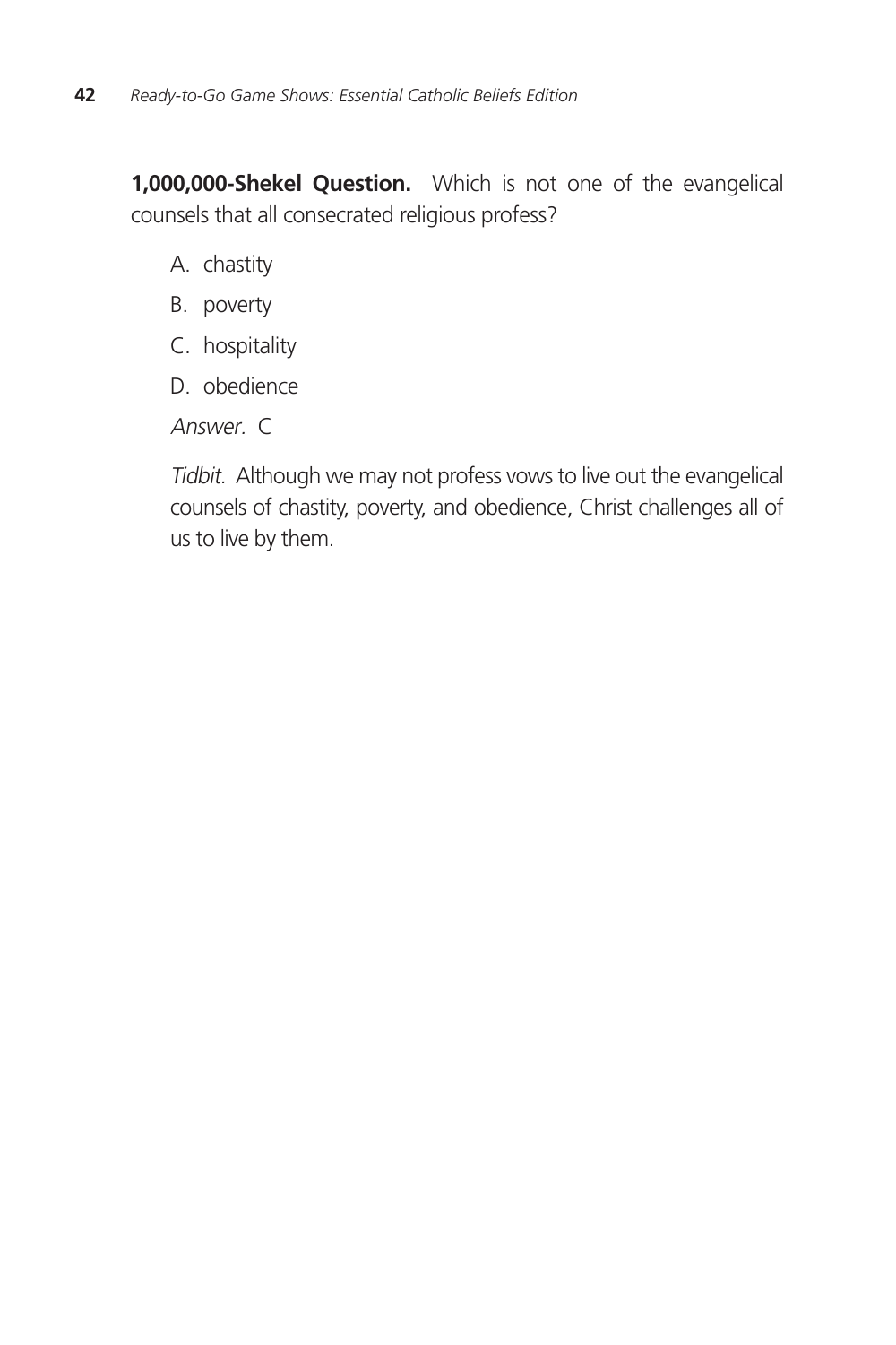**1,000,000-Shekel Question.** Which is not one of the evangelical counsels that all consecrated religious profess?

A. chastity

B. poverty

C. hospitality

D. obedience

*Answer.* C

*Tidbit.* Although we may not profess vows to live out the evangelical counsels of chastity, poverty, and obedience, Christ challenges all of us to live by them.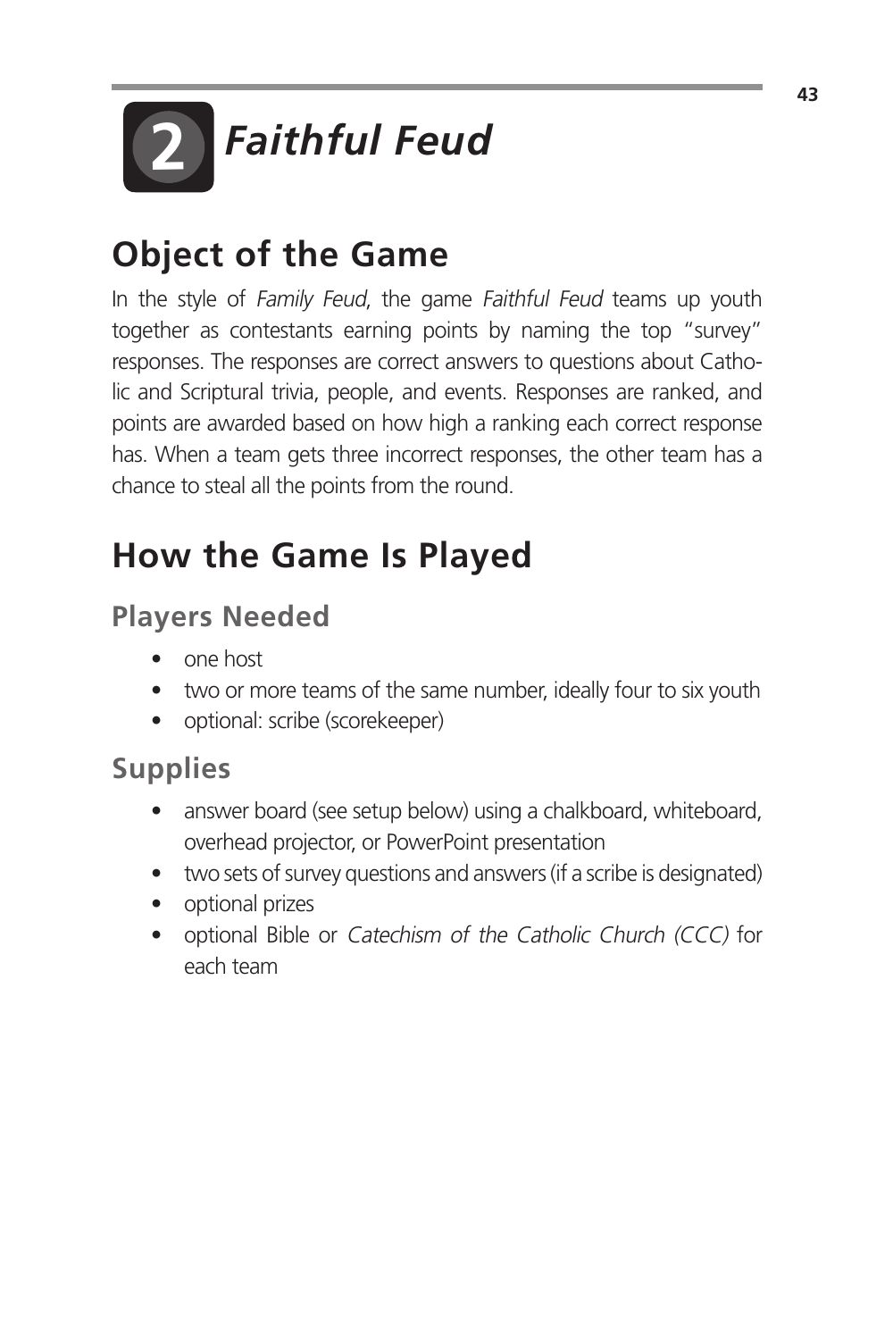# 2 *Faithful Feud*

## Object of the Game

In the style of *Family Feud*, the game *Faithful Feud* teams up youth together as contestants earning points by naming the top "survey" responses. The responses are correct answers to questions about Catholic and Scriptural trivia, people, and events. Responses are ranked, and points are awarded based on how high a ranking each correct response has. When a team gets three incorrect responses, the other team has a chance to steal all the points from the round.

## How the Game Is Played

### Players Needed

- one host
- two or more teams of the same number, ideally four to six youth
- optional: scribe (scorekeeper)

### Supplies

- answer board (see setup below) using a chalkboard, whiteboard, overhead projector, or PowerPoint presentation
- two sets of survey questions and answers (if a scribe is designated)
- optional prizes
- optional Bible or *Catechism of the Catholic Church (CCC)* for each team